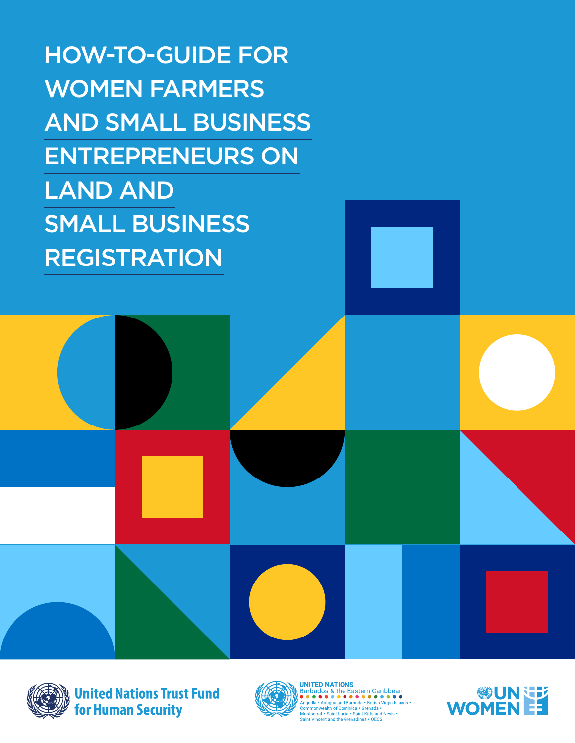# HOW-TO-GUIDE FOR WOMEN FARMERS AND SMALL BUSINESS ENTREPRENEURS ON LAND AND SMALL BUSINESS REGISTRATION

United Nations Trust Fund for Human Security

UNITED NATIONS
Barbados & the Eastern Caribbean
Anguilla • Antigua and Barbuda • British Virgin Islands • Commonwealth of Dominica • Grenada • Montserrat • Saint Lucia • Saint Kitts and Nevis • Saint Vincent and the Grenadines • OECS

UN WOMEN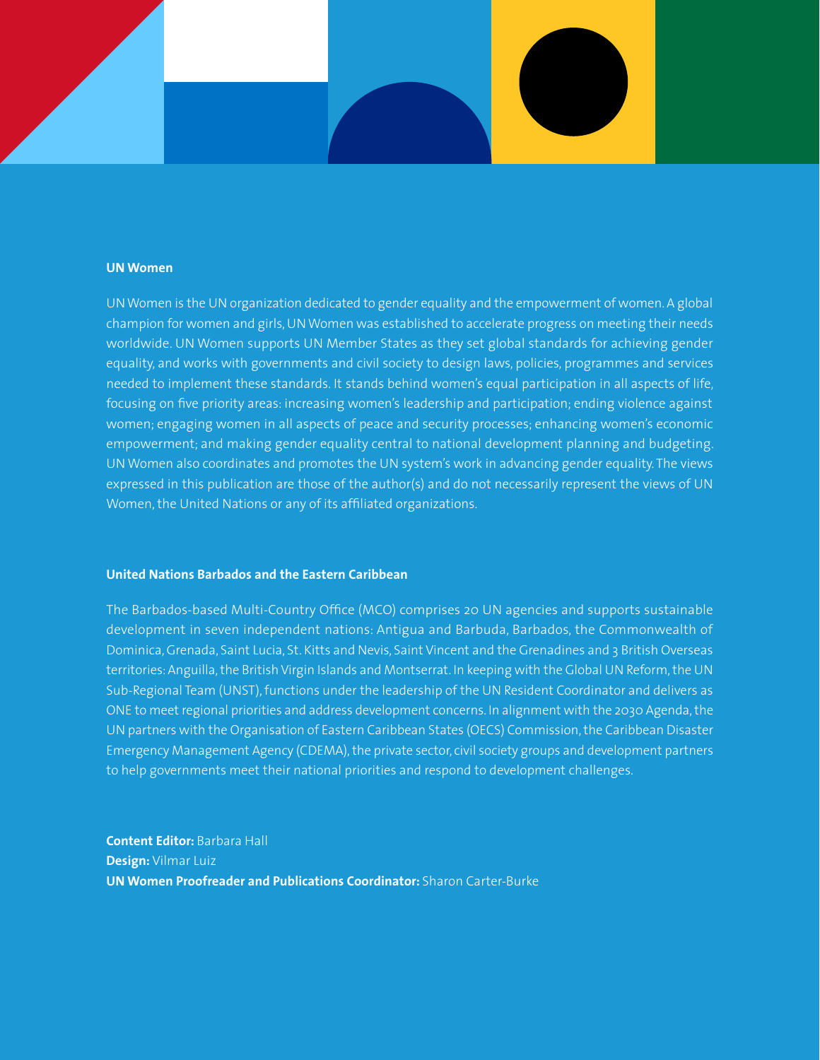## UN Women

UN Women is the UN organization dedicated to gender equality and the empowerment of women. A global champion for women and girls, UN Women was established to accelerate progress on meeting their needs worldwide. UN Women supports UN Member States as they set global standards for achieving gender equality, and works with governments and civil society to design laws, policies, programmes and services needed to implement these standards. It stands behind women's equal participation in all aspects of life, focusing on five priority areas: increasing women's leadership and participation; ending violence against women; engaging women in all aspects of peace and security processes; enhancing women's economic empowerment; and making gender equality central to national development planning and budgeting. UN Women also coordinates and promotes the UN system's work in advancing gender equality. The views expressed in this publication are those of the author(s) and do not necessarily represent the views of UN Women, the United Nations or any of its affiliated organizations.

## United Nations Barbados and the Eastern Caribbean

The Barbados-based Multi-Country Office (MCO) comprises 20 UN agencies and supports sustainable development in seven independent nations: Antigua and Barbuda, Barbados, the Commonwealth of Dominica, Grenada, Saint Lucia, St. Kitts and Nevis, Saint Vincent and the Grenadines and 3 British Overseas territories: Anguilla, the British Virgin Islands and Montserrat. In keeping with the Global UN Reform, the UN Sub-Regional Team (UNST), functions under the leadership of the UN Resident Coordinator and delivers as ONE to meet regional priorities and address development concerns. In alignment with the 2030 Agenda, the UN partners with the Organisation of Eastern Caribbean States (OECS) Commission, the Caribbean Disaster Emergency Management Agency (CDEMA), the private sector, civil society groups and development partners to help governments meet their national priorities and respond to development challenges.

**Content Editor:** Barbara Hall
**Design:** Vilmar Luiz
**UN Women Proofreader and Publications Coordinator:** Sharon Carter-Burke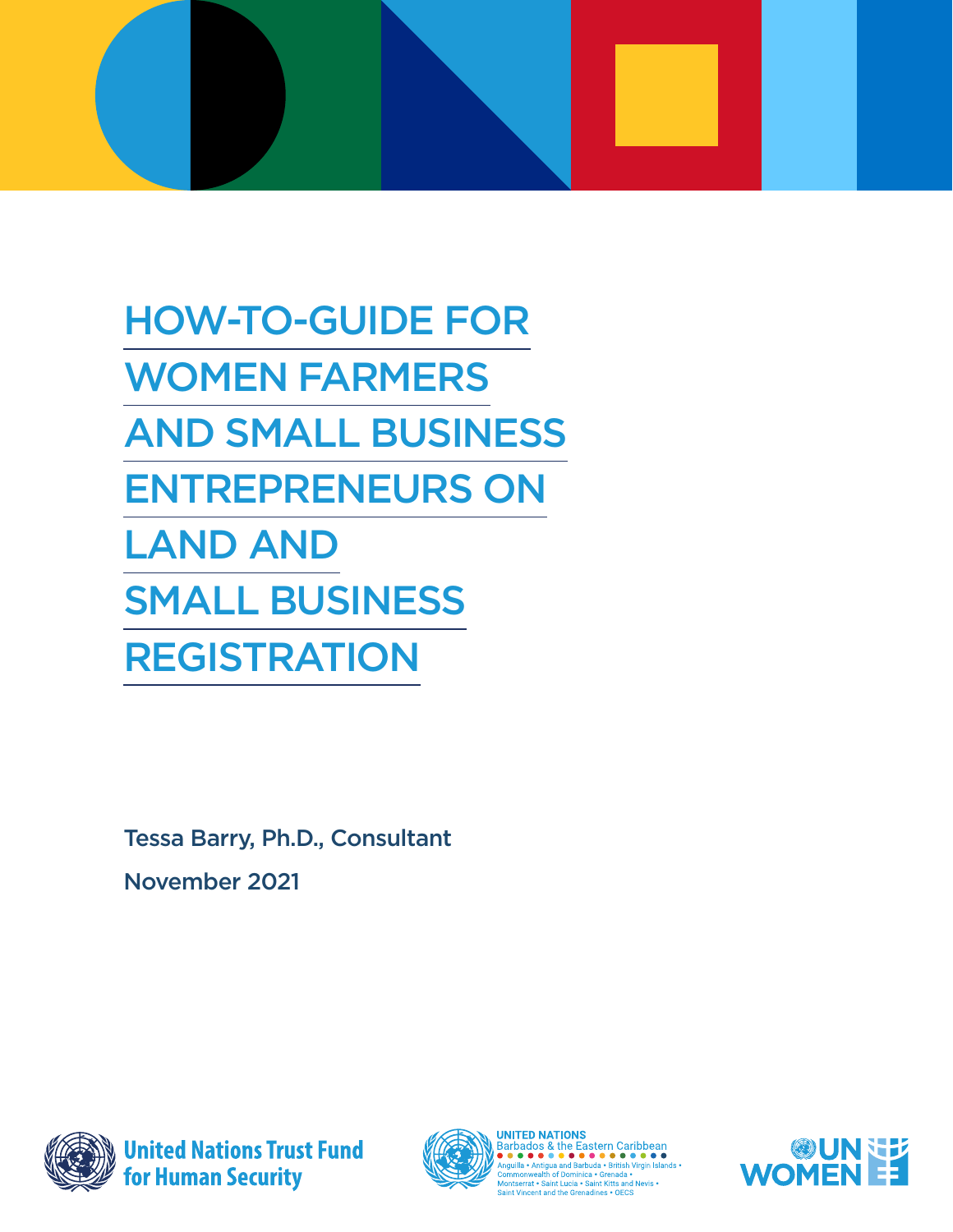# HOW-TO-GUIDE FOR WOMEN FARMERS AND SMALL BUSINESS ENTREPRENEURS ON LAND AND SMALL BUSINESS REGISTRATION

Tessa Barry, Ph.D., Consultant

November 2021

United Nations Trust Fund for Human Security

UNITED NATIONS
Barbados & the Eastern Caribbean
Anguilla • Antigua and Barbuda • British Virgin Islands • Commonwealth of Dominica • Grenada • Montserrat • Saint Lucia • Saint Kitts and Nevis • Saint Vincent and the Grenadines • OECS

UN WOMEN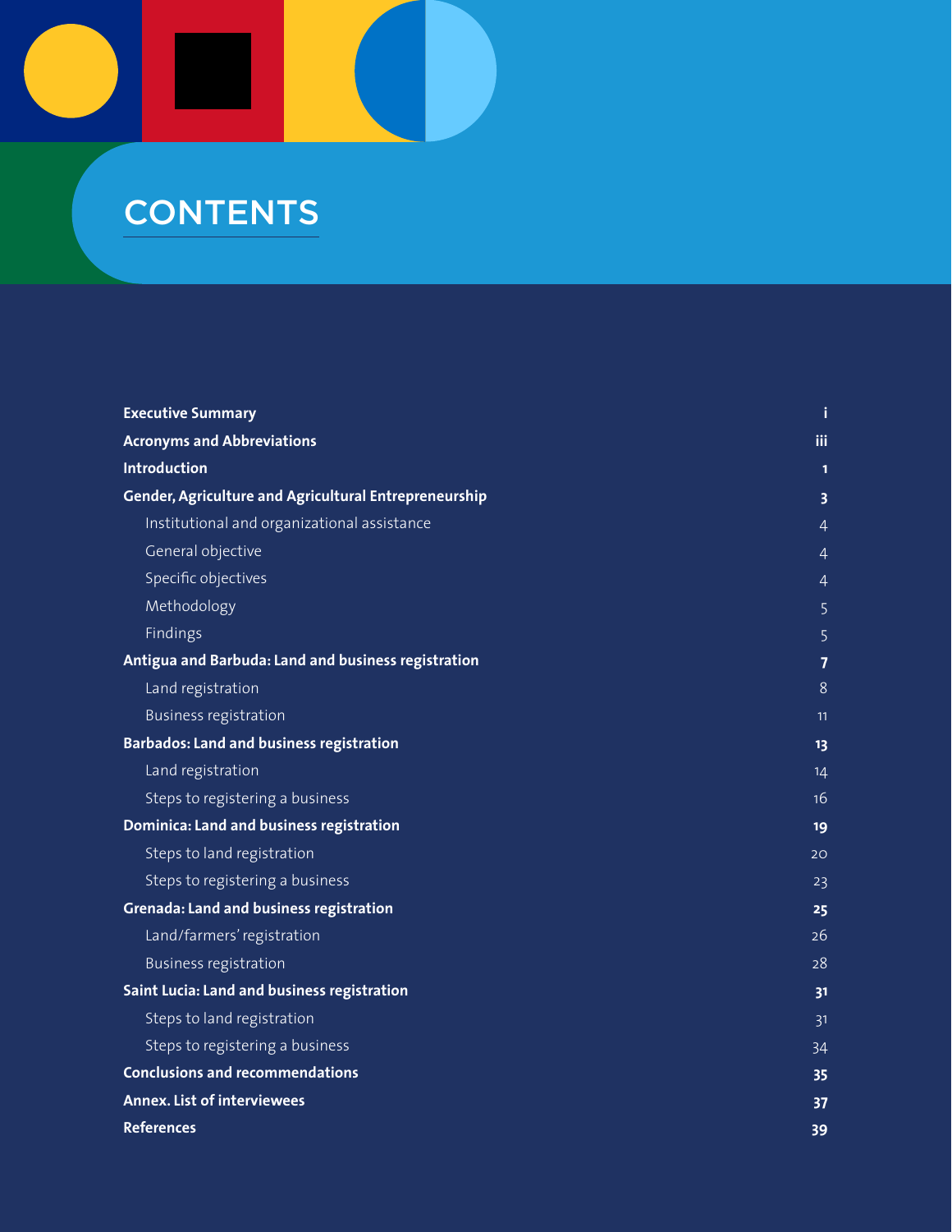# CONTENTS

| | |
|---|---|
| **Executive Summary** | **i** |
| **Acronyms and Abbreviations** | **iii** |
| **Introduction** | **1** |
| **Gender, Agriculture and Agricultural Entrepreneurship** | **3** |
| Institutional and organizational assistance | 4 |
| General objective | 4 |
| Specific objectives | 4 |
| Methodology | 5 |
| Findings | 5 |
| **Antigua and Barbuda: Land and business registration** | **7** |
| Land registration | 8 |
| Business registration | 11 |
| **Barbados: Land and business registration** | **13** |
| Land registration | 14 |
| Steps to registering a business | 16 |
| **Dominica: Land and business registration** | **19** |
| Steps to land registration | 20 |
| Steps to registering a business | 23 |
| **Grenada: Land and business registration** | **25** |
| Land/farmers' registration | 26 |
| Business registration | 28 |
| **Saint Lucia: Land and business registration** | **31** |
| Steps to land registration | 31 |
| Steps to registering a business | 34 |
| **Conclusions and recommendations** | **35** |
| **Annex. List of interviewees** | **37** |
| **References** | **39** |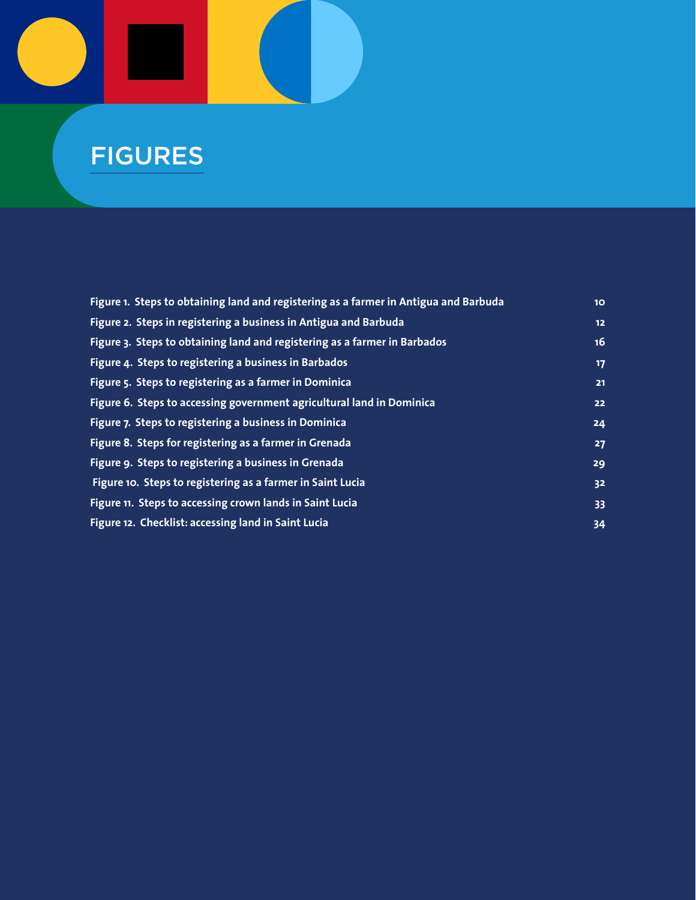# FIGURES

| | |
|---|---|
| **Figure 1. Steps to obtaining land and registering as a farmer in Antigua and Barbuda** | **10** |
| **Figure 2. Steps in registering a business in Antigua and Barbuda** | **12** |
| **Figure 3. Steps to obtaining land and registering as a farmer in Barbados** | **16** |
| **Figure 4. Steps to registering a business in Barbados** | **17** |
| **Figure 5. Steps to registering as a farmer in Dominica** | **21** |
| **Figure 6. Steps to accessing government agricultural land in Dominica** | **22** |
| **Figure 7. Steps to registering a business in Dominica** | **24** |
| **Figure 8. Steps for registering as a farmer in Grenada** | **27** |
| **Figure 9. Steps to registering a business in Grenada** | **29** |
| **Figure 10. Steps to registering as a farmer in Saint Lucia** | **32** |
| **Figure 11. Steps to accessing crown lands in Saint Lucia** | **33** |
| **Figure 12. Checklist: accessing land in Saint Lucia** | **34** |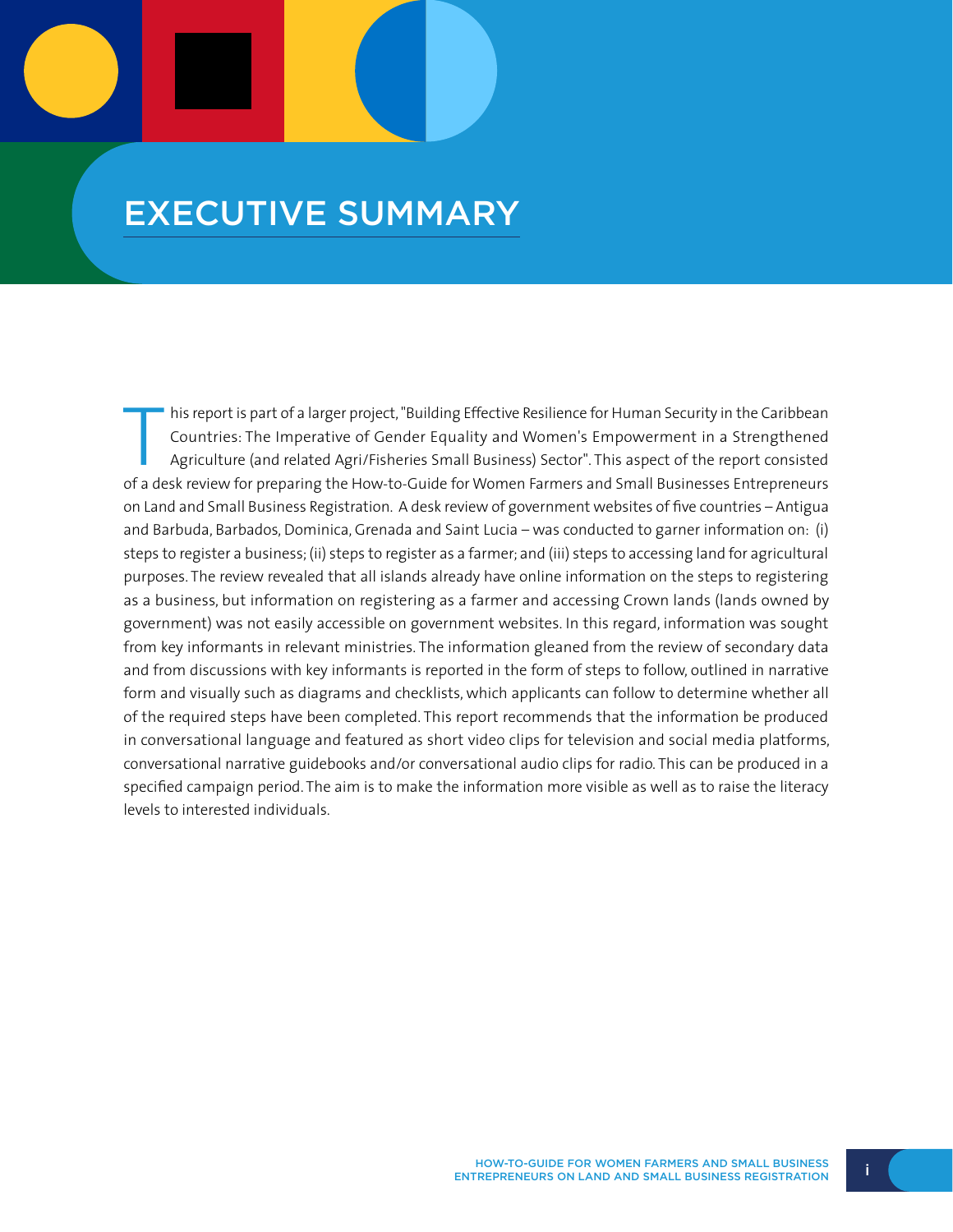# EXECUTIVE SUMMARY

This report is part of a larger project, "Building Effective Resilience for Human Security in the Caribbean Countries: The Imperative of Gender Equality and Women's Empowerment in a Strengthened Agriculture (and related Agri/Fisheries Small Business) Sector". This aspect of the report consisted of a desk review for preparing the How-to-Guide for Women Farmers and Small Businesses Entrepreneurs on Land and Small Business Registration. A desk review of government websites of five countries – Antigua and Barbuda, Barbados, Dominica, Grenada and Saint Lucia – was conducted to garner information on: (i) steps to register a business; (ii) steps to register as a farmer; and (iii) steps to accessing land for agricultural purposes. The review revealed that all islands already have online information on the steps to registering as a business, but information on registering as a farmer and accessing Crown lands (lands owned by government) was not easily accessible on government websites. In this regard, information was sought from key informants in relevant ministries. The information gleaned from the review of secondary data and from discussions with key informants is reported in the form of steps to follow, outlined in narrative form and visually such as diagrams and checklists, which applicants can follow to determine whether all of the required steps have been completed. This report recommends that the information be produced in conversational language and featured as short video clips for television and social media platforms, conversational narrative guidebooks and/or conversational audio clips for radio. This can be produced in a specified campaign period. The aim is to make the information more visible as well as to raise the literacy levels to interested individuals.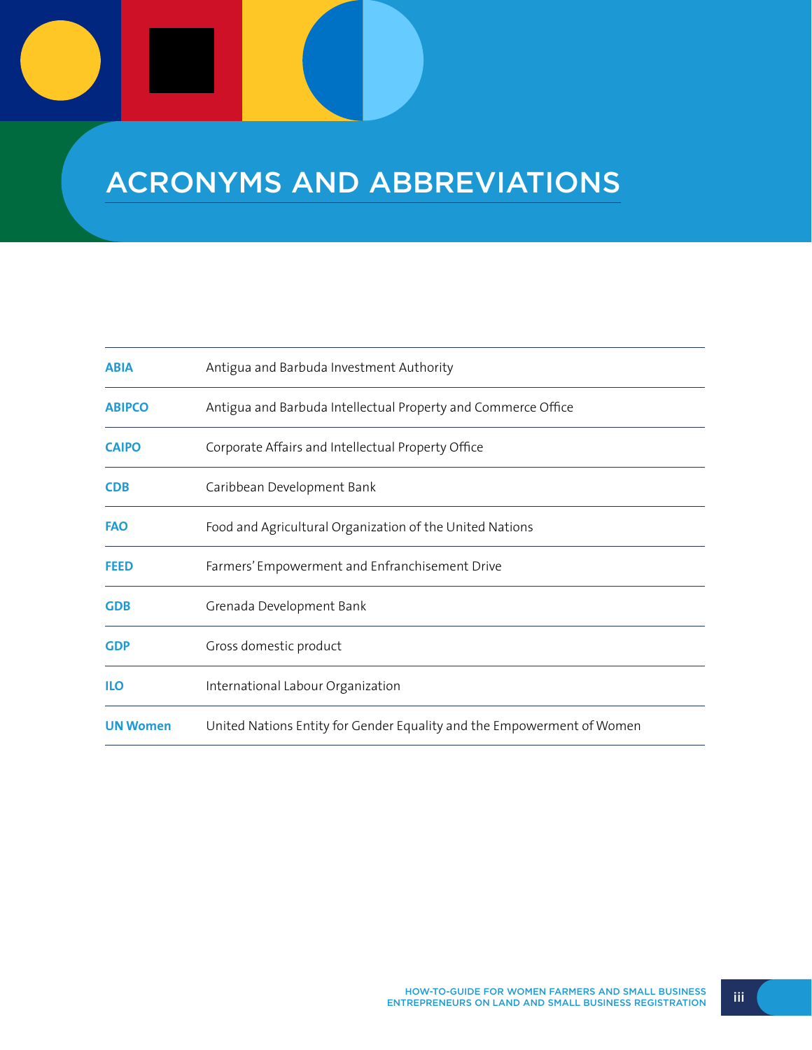# ACRONYMS AND ABBREVIATIONS

| | |
|---|---|
| **ABIA** | Antigua and Barbuda Investment Authority |
| **ABIPCO** | Antigua and Barbuda Intellectual Property and Commerce Office |
| **CAIPO** | Corporate Affairs and Intellectual Property Office |
| **CDB** | Caribbean Development Bank |
| **FAO** | Food and Agricultural Organization of the United Nations |
| **FEED** | Farmers' Empowerment and Enfranchisement Drive |
| **GDB** | Grenada Development Bank |
| **GDP** | Gross domestic product |
| **ILO** | International Labour Organization |
| **UN Women** | United Nations Entity for Gender Equality and the Empowerment of Women |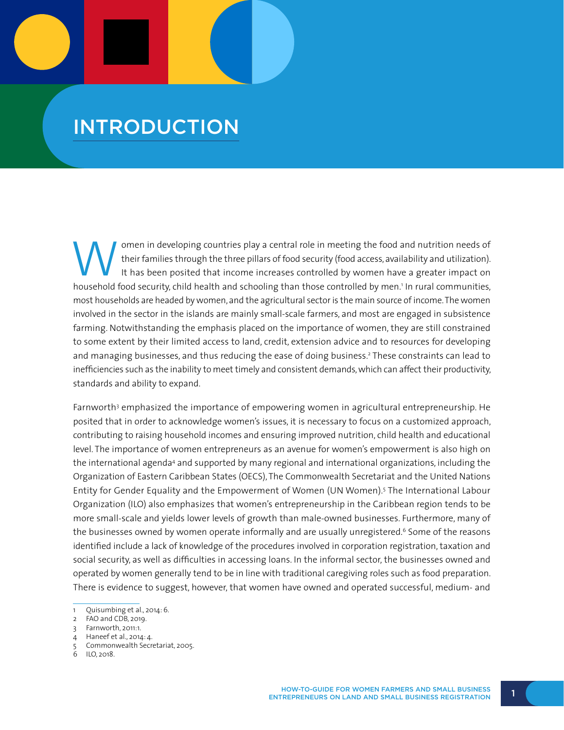# INTRODUCTION

Women in developing countries play a central role in meeting the food and nutrition needs of their families through the three pillars of food security (food access, availability and utilization). It has been posited that income increases controlled by women have a greater impact on household food security, child health and schooling than those controlled by men.[1] In rural communities, most households are headed by women, and the agricultural sector is the main source of income. The women involved in the sector in the islands are mainly small-scale farmers, and most are engaged in subsistence farming. Notwithstanding the emphasis placed on the importance of women, they are still constrained to some extent by their limited access to land, credit, extension advice and to resources for developing and managing businesses, and thus reducing the ease of doing business.[2] These constraints can lead to inefficiencies such as the inability to meet timely and consistent demands, which can affect their productivity, standards and ability to expand.

Farnworth[3] emphasized the importance of empowering women in agricultural entrepreneurship. He posited that in order to acknowledge women's issues, it is necessary to focus on a customized approach, contributing to raising household incomes and ensuring improved nutrition, child health and educational level. The importance of women entrepreneurs as an avenue for women's empowerment is also high on the international agenda[4] and supported by many regional and international organizations, including the Organization of Eastern Caribbean States (OECS), The Commonwealth Secretariat and the United Nations Entity for Gender Equality and the Empowerment of Women (UN Women).[5] The International Labour Organization (ILO) also emphasizes that women's entrepreneurship in the Caribbean region tends to be more small-scale and yields lower levels of growth than male-owned businesses. Furthermore, many of the businesses owned by women operate informally and are usually unregistered.[6] Some of the reasons identified include a lack of knowledge of the procedures involved in corporation registration, taxation and social security, as well as difficulties in accessing loans. In the informal sector, the businesses owned and operated by women generally tend to be in line with traditional caregiving roles such as food preparation. There is evidence to suggest, however, that women have owned and operated successful, medium- and

---

1 Quisumbing et al., 2014: 6.
2 FAO and CDB, 2019.
3 Farnworth, 2011:1.
4 Haneef et al., 2014: 4.
5 Commonwealth Secretariat, 2005.
6 ILO, 2018.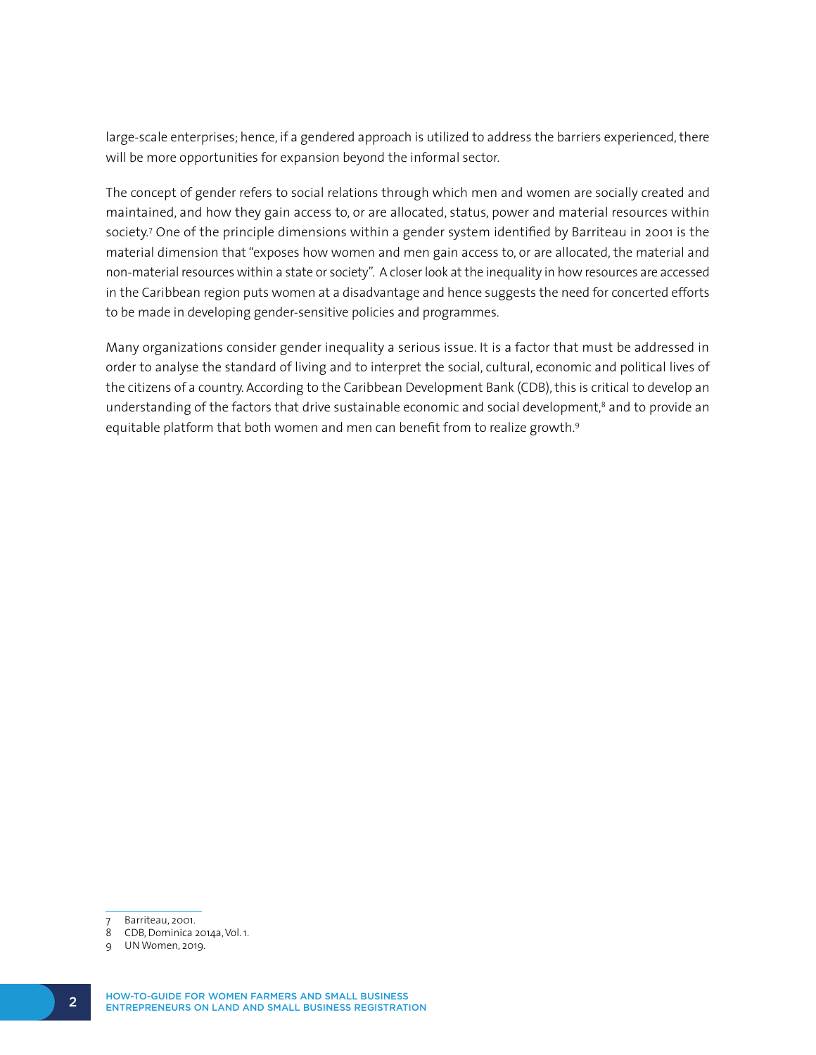large-scale enterprises; hence, if a gendered approach is utilized to address the barriers experienced, there will be more opportunities for expansion beyond the informal sector.

The concept of gender refers to social relations through which men and women are socially created and maintained, and how they gain access to, or are allocated, status, power and material resources within society.[7] One of the principle dimensions within a gender system identified by Barriteau in 2001 is the material dimension that "exposes how women and men gain access to, or are allocated, the material and non-material resources within a state or society". A closer look at the inequality in how resources are accessed in the Caribbean region puts women at a disadvantage and hence suggests the need for concerted efforts to be made in developing gender-sensitive policies and programmes.

Many organizations consider gender inequality a serious issue. It is a factor that must be addressed in order to analyse the standard of living and to interpret the social, cultural, economic and political lives of the citizens of a country. According to the Caribbean Development Bank (CDB), this is critical to develop an understanding of the factors that drive sustainable economic and social development,[8] and to provide an equitable platform that both women and men can benefit from to realize growth.[9]

---

7 Barriteau, 2001.

8 CDB, Dominica 2014a, Vol. 1.

9 UN Women, 2019.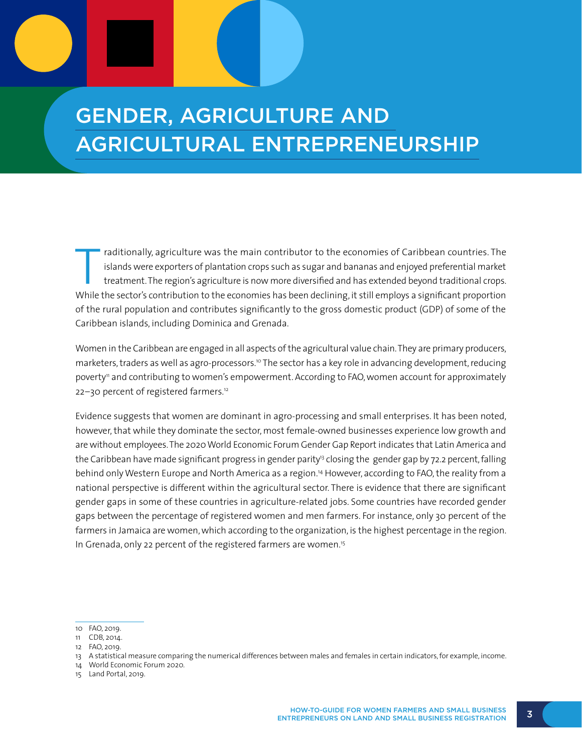# GENDER, AGRICULTURE AND AGRICULTURAL ENTREPRENEURSHIP

Traditionally, agriculture was the main contributor to the economies of Caribbean countries. The islands were exporters of plantation crops such as sugar and bananas and enjoyed preferential market treatment. The region's agriculture is now more diversified and has extended beyond traditional crops. While the sector's contribution to the economies has been declining, it still employs a significant proportion of the rural population and contributes significantly to the gross domestic product (GDP) of some of the Caribbean islands, including Dominica and Grenada.

Women in the Caribbean are engaged in all aspects of the agricultural value chain. They are primary producers, marketers, traders as well as agro-processors.[10] The sector has a key role in advancing development, reducing poverty[11] and contributing to women's empowerment. According to FAO, women account for approximately 22–30 percent of registered farmers.[12]

Evidence suggests that women are dominant in agro-processing and small enterprises. It has been noted, however, that while they dominate the sector, most female-owned businesses experience low growth and are without employees. The 2020 World Economic Forum Gender Gap Report indicates that Latin America and the Caribbean have made significant progress in gender parity[13] closing the gender gap by 72.2 percent, falling behind only Western Europe and North America as a region.[14] However, according to FAO, the reality from a national perspective is different within the agricultural sector. There is evidence that there are significant gender gaps in some of these countries in agriculture-related jobs. Some countries have recorded gender gaps between the percentage of registered women and men farmers. For instance, only 30 percent of the farmers in Jamaica are women, which according to the organization, is the highest percentage in the region. In Grenada, only 22 percent of the registered farmers are women.[15]

---

10 FAO, 2019.
11 CDB, 2014.
12 FAO, 2019.
13 A statistical measure comparing the numerical differences between males and females in certain indicators, for example, income.
14 World Economic Forum 2020.
15 Land Portal, 2019.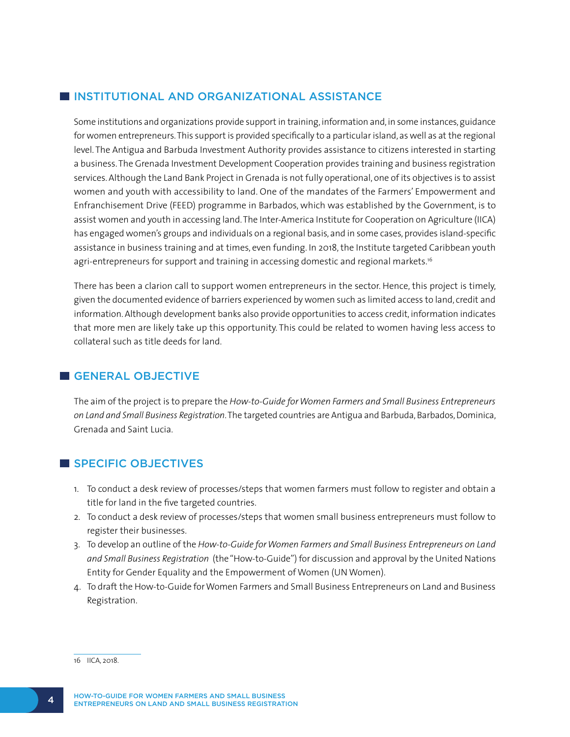## INSTITUTIONAL AND ORGANIZATIONAL ASSISTANCE

Some institutions and organizations provide support in training, information and, in some instances, guidance for women entrepreneurs. This support is provided specifically to a particular island, as well as at the regional level. The Antigua and Barbuda Investment Authority provides assistance to citizens interested in starting a business. The Grenada Investment Development Cooperation provides training and business registration services. Although the Land Bank Project in Grenada is not fully operational, one of its objectives is to assist women and youth with accessibility to land. One of the mandates of the Farmers' Empowerment and Enfranchisement Drive (FEED) programme in Barbados, which was established by the Government, is to assist women and youth in accessing land. The Inter-America Institute for Cooperation on Agriculture (IICA) has engaged women's groups and individuals on a regional basis, and in some cases, provides island-specific assistance in business training and at times, even funding. In 2018, the Institute targeted Caribbean youth agri-entrepreneurs for support and training in accessing domestic and regional markets.[16]

There has been a clarion call to support women entrepreneurs in the sector. Hence, this project is timely, given the documented evidence of barriers experienced by women such as limited access to land, credit and information. Although development banks also provide opportunities to access credit, information indicates that more men are likely take up this opportunity. This could be related to women having less access to collateral such as title deeds for land.

## GENERAL OBJECTIVE

The aim of the project is to prepare the *How-to-Guide for Women Farmers and Small Business Entrepreneurs on Land and Small Business Registration*. The targeted countries are Antigua and Barbuda, Barbados, Dominica, Grenada and Saint Lucia.

## SPECIFIC OBJECTIVES

1. To conduct a desk review of processes/steps that women farmers must follow to register and obtain a title for land in the five targeted countries.
2. To conduct a desk review of processes/steps that women small business entrepreneurs must follow to register their businesses.
3. To develop an outline of the *How-to-Guide for Women Farmers and Small Business Entrepreneurs on Land and Small Business Registration* (the "How-to-Guide") for discussion and approval by the United Nations Entity for Gender Equality and the Empowerment of Women (UN Women).
4. To draft the How-to-Guide for Women Farmers and Small Business Entrepreneurs on Land and Business Registration.

---

16 IICA, 2018.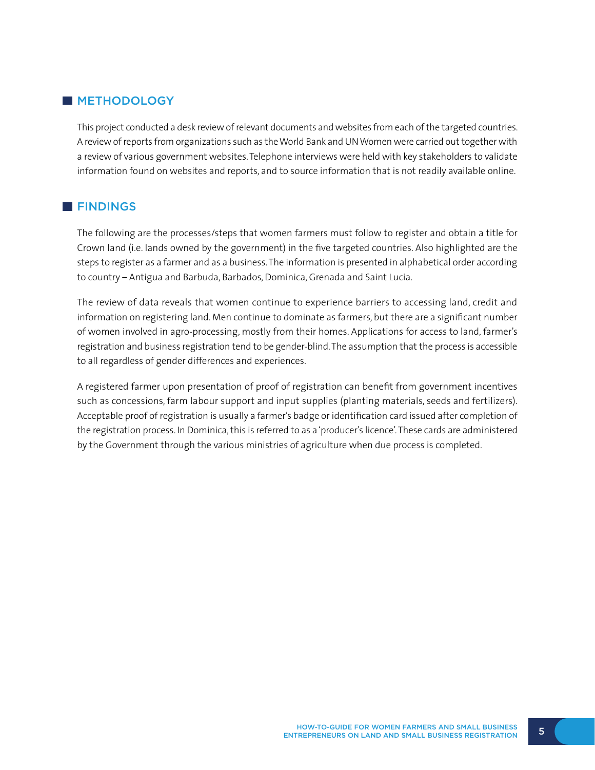## METHODOLOGY

This project conducted a desk review of relevant documents and websites from each of the targeted countries. A review of reports from organizations such as the World Bank and UN Women were carried out together with a review of various government websites. Telephone interviews were held with key stakeholders to validate information found on websites and reports, and to source information that is not readily available online.

## FINDINGS

The following are the processes/steps that women farmers must follow to register and obtain a title for Crown land (i.e. lands owned by the government) in the five targeted countries. Also highlighted are the steps to register as a farmer and as a business. The information is presented in alphabetical order according to country – Antigua and Barbuda, Barbados, Dominica, Grenada and Saint Lucia.

The review of data reveals that women continue to experience barriers to accessing land, credit and information on registering land. Men continue to dominate as farmers, but there are a significant number of women involved in agro-processing, mostly from their homes. Applications for access to land, farmer's registration and business registration tend to be gender-blind. The assumption that the process is accessible to all regardless of gender differences and experiences.

A registered farmer upon presentation of proof of registration can benefit from government incentives such as concessions, farm labour support and input supplies (planting materials, seeds and fertilizers). Acceptable proof of registration is usually a farmer's badge or identification card issued after completion of the registration process. In Dominica, this is referred to as a 'producer's licence'. These cards are administered by the Government through the various ministries of agriculture when due process is completed.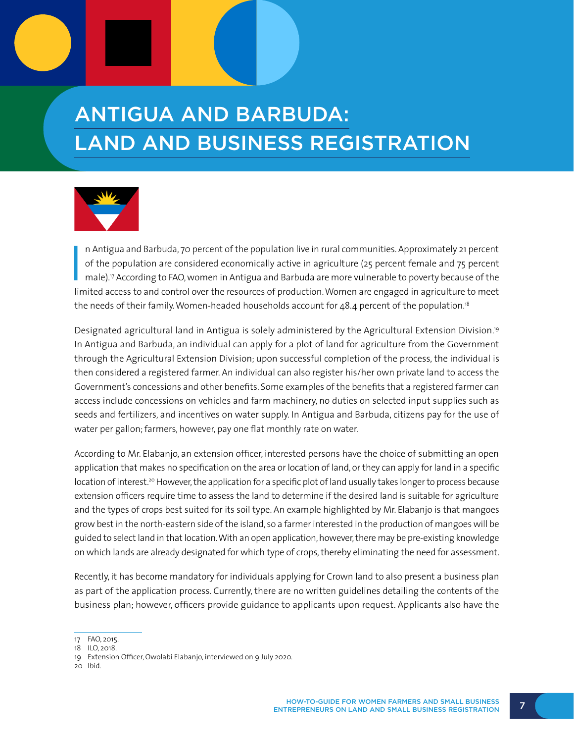# ANTIGUA AND BARBUDA: LAND AND BUSINESS REGISTRATION

In Antigua and Barbuda, 70 percent of the population live in rural communities. Approximately 21 percent of the population are considered economically active in agriculture (25 percent female and 75 percent male).[17] According to FAO, women in Antigua and Barbuda are more vulnerable to poverty because of the limited access to and control over the resources of production. Women are engaged in agriculture to meet the needs of their family. Women-headed households account for 48.4 percent of the population.[18]

Designated agricultural land in Antigua is solely administered by the Agricultural Extension Division.[19] In Antigua and Barbuda, an individual can apply for a plot of land for agriculture from the Government through the Agricultural Extension Division; upon successful completion of the process, the individual is then considered a registered farmer. An individual can also register his/her own private land to access the Government's concessions and other benefits. Some examples of the benefits that a registered farmer can access include concessions on vehicles and farm machinery, no duties on selected input supplies such as seeds and fertilizers, and incentives on water supply. In Antigua and Barbuda, citizens pay for the use of water per gallon; farmers, however, pay one flat monthly rate on water.

According to Mr. Elabanjo, an extension officer, interested persons have the choice of submitting an open application that makes no specification on the area or location of land, or they can apply for land in a specific location of interest.[20] However, the application for a specific plot of land usually takes longer to process because extension officers require time to assess the land to determine if the desired land is suitable for agriculture and the types of crops best suited for its soil type. An example highlighted by Mr. Elabanjo is that mangoes grow best in the north-eastern side of the island, so a farmer interested in the production of mangoes will be guided to select land in that location. With an open application, however, there may be pre-existing knowledge on which lands are already designated for which type of crops, thereby eliminating the need for assessment.

Recently, it has become mandatory for individuals applying for Crown land to also present a business plan as part of the application process. Currently, there are no written guidelines detailing the contents of the business plan; however, officers provide guidance to applicants upon request. Applicants also have the

---

17 FAO, 2015.
18 ILO, 2018.
19 Extension Officer, Owolabi Elabanjo, interviewed on 9 July 2020.
20 Ibid.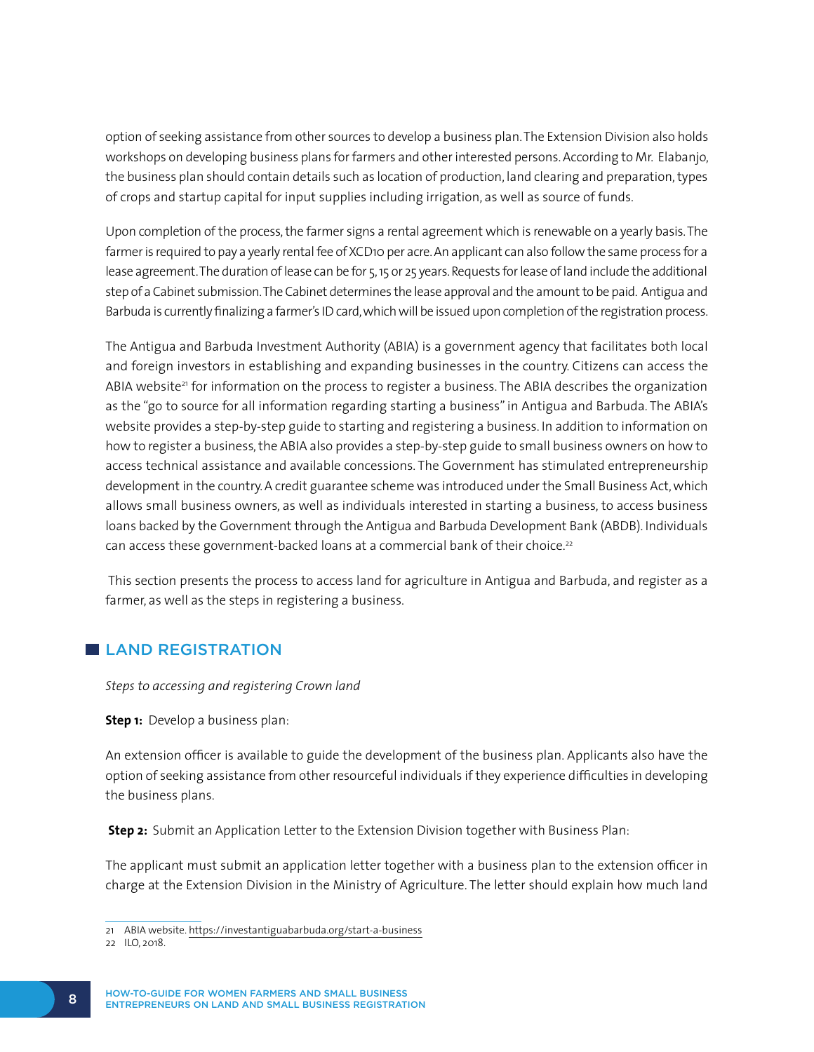option of seeking assistance from other sources to develop a business plan. The Extension Division also holds workshops on developing business plans for farmers and other interested persons. According to Mr. Elabanjo, the business plan should contain details such as location of production, land clearing and preparation, types of crops and startup capital for input supplies including irrigation, as well as source of funds.

Upon completion of the process, the farmer signs a rental agreement which is renewable on a yearly basis. The farmer is required to pay a yearly rental fee of XCD10 per acre. An applicant can also follow the same process for a lease agreement. The duration of lease can be for 5, 15 or 25 years. Requests for lease of land include the additional step of a Cabinet submission. The Cabinet determines the lease approval and the amount to be paid. Antigua and Barbuda is currently finalizing a farmer's ID card, which will be issued upon completion of the registration process.

The Antigua and Barbuda Investment Authority (ABIA) is a government agency that facilitates both local and foreign investors in establishing and expanding businesses in the country. Citizens can access the ABIA website[21] for information on the process to register a business. The ABIA describes the organization as the "go to source for all information regarding starting a business" in Antigua and Barbuda. The ABIA's website provides a step-by-step guide to starting and registering a business. In addition to information on how to register a business, the ABIA also provides a step-by-step guide to small business owners on how to access technical assistance and available concessions. The Government has stimulated entrepreneurship development in the country. A credit guarantee scheme was introduced under the Small Business Act, which allows small business owners, as well as individuals interested in starting a business, to access business loans backed by the Government through the Antigua and Barbuda Development Bank (ABDB). Individuals can access these government-backed loans at a commercial bank of their choice.[22]

This section presents the process to access land for agriculture in Antigua and Barbuda, and register as a farmer, as well as the steps in registering a business.

## LAND REGISTRATION

*Steps to accessing and registering Crown land*

**Step 1:** Develop a business plan:

An extension officer is available to guide the development of the business plan. Applicants also have the option of seeking assistance from other resourceful individuals if they experience difficulties in developing the business plans.

**Step 2:** Submit an Application Letter to the Extension Division together with Business Plan:

The applicant must submit an application letter together with a business plan to the extension officer in charge at the Extension Division in the Ministry of Agriculture. The letter should explain how much land

---

21 ABIA website. https://investantiguabarbuda.org/start-a-business

22 ILO, 2018.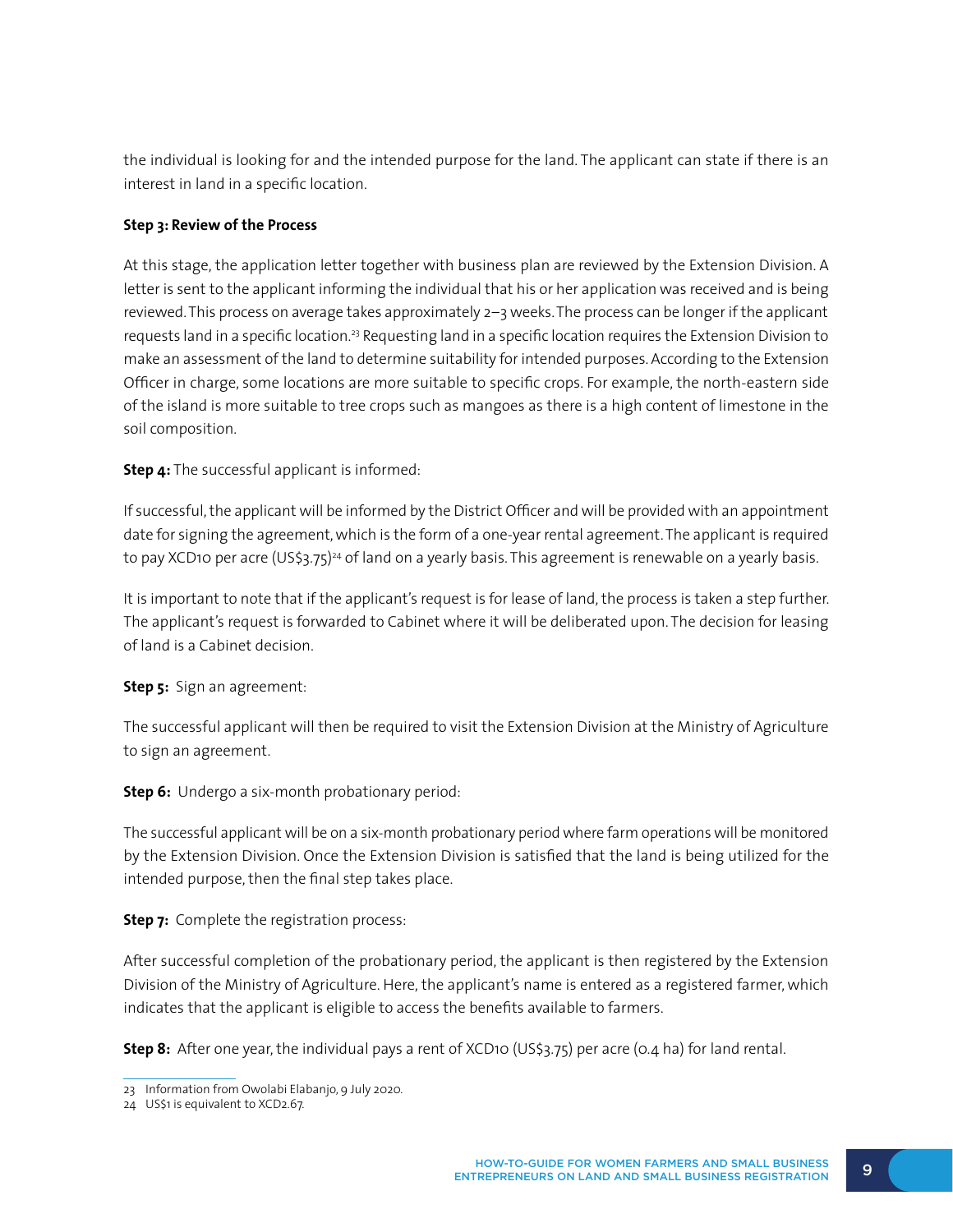the individual is looking for and the intended purpose for the land. The applicant can state if there is an interest in land in a specific location.

**Step 3: Review of the Process**

At this stage, the application letter together with business plan are reviewed by the Extension Division. A letter is sent to the applicant informing the individual that his or her application was received and is being reviewed. This process on average takes approximately 2–3 weeks. The process can be longer if the applicant requests land in a specific location.[23] Requesting land in a specific location requires the Extension Division to make an assessment of the land to determine suitability for intended purposes. According to the Extension Officer in charge, some locations are more suitable to specific crops. For example, the north-eastern side of the island is more suitable to tree crops such as mangoes as there is a high content of limestone in the soil composition.

**Step 4:** The successful applicant is informed:

If successful, the applicant will be informed by the District Officer and will be provided with an appointment date for signing the agreement, which is the form of a one-year rental agreement. The applicant is required to pay XCD10 per acre (US$3.75)[24] of land on a yearly basis. This agreement is renewable on a yearly basis.

It is important to note that if the applicant's request is for lease of land, the process is taken a step further. The applicant's request is forwarded to Cabinet where it will be deliberated upon. The decision for leasing of land is a Cabinet decision.

**Step 5:** Sign an agreement:

The successful applicant will then be required to visit the Extension Division at the Ministry of Agriculture to sign an agreement.

**Step 6:** Undergo a six-month probationary period:

The successful applicant will be on a six-month probationary period where farm operations will be monitored by the Extension Division. Once the Extension Division is satisfied that the land is being utilized for the intended purpose, then the final step takes place.

**Step 7:** Complete the registration process:

After successful completion of the probationary period, the applicant is then registered by the Extension Division of the Ministry of Agriculture. Here, the applicant's name is entered as a registered farmer, which indicates that the applicant is eligible to access the benefits available to farmers.

**Step 8:** After one year, the individual pays a rent of XCD10 (US$3.75) per acre (0.4 ha) for land rental.

---

23 Information from Owolabi Elabanjo, 9 July 2020.

24 US$1 is equivalent to XCD2.67.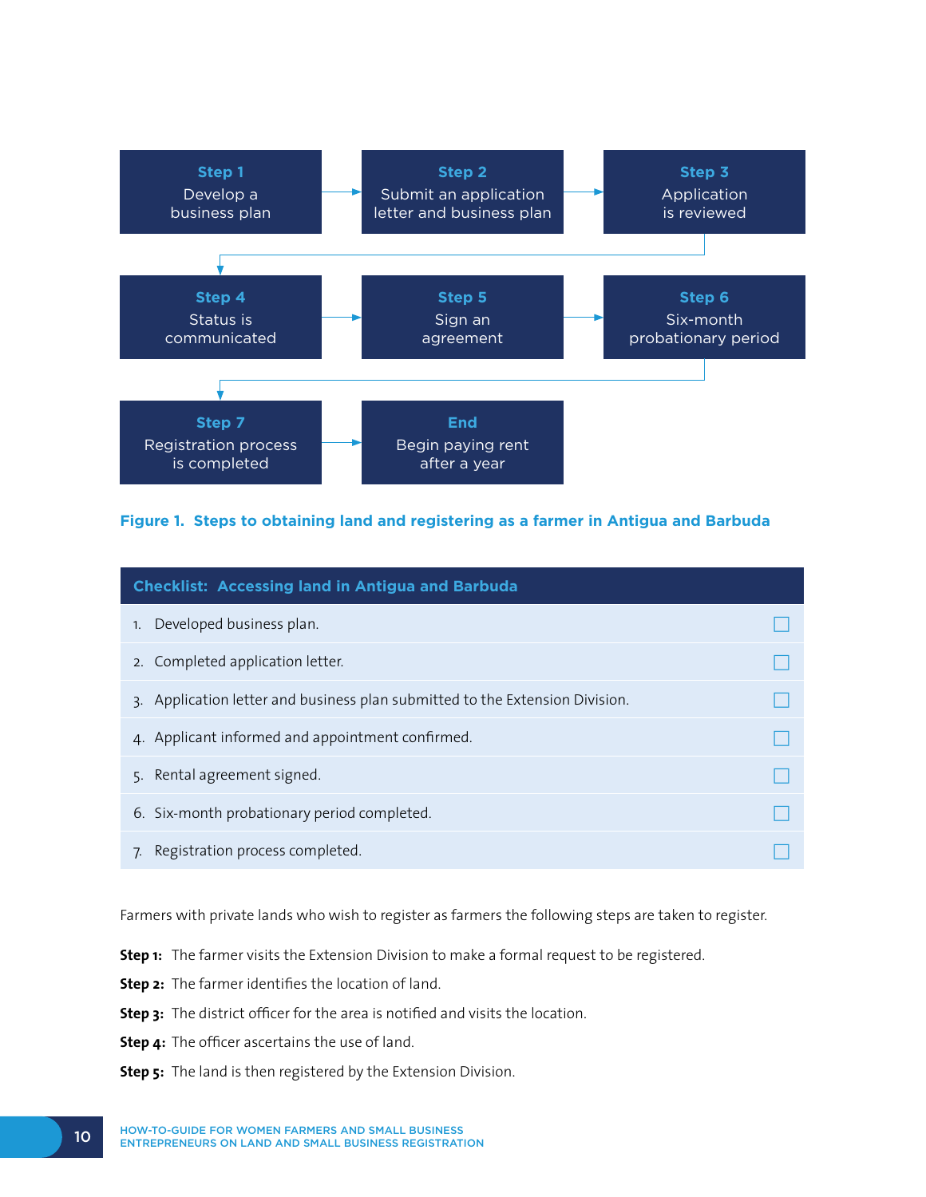**Step 1**
Develop a business plan

→

**Step 2**
Submit an application letter and business plan

→

**Step 3**
Application is reviewed

→

**Step 4**
Status is communicated

→

**Step 5**
Sign an agreement

→

**Step 6**
Six-month probationary period

→

**Step 7**
Registration process is completed

→

**End**
Begin paying rent after a year

**Figure 1. Steps to obtaining land and registering as a farmer in Antigua and Barbuda**

| Checklist: Accessing land in Antigua and Barbuda | |
|---|---|
| 1. Developed business plan. | ☐ |
| 2. Completed application letter. | ☐ |
| 3. Application letter and business plan submitted to the Extension Division. | ☐ |
| 4. Applicant informed and appointment confirmed. | ☐ |
| 5. Rental agreement signed. | ☐ |
| 6. Six-month probationary period completed. | ☐ |
| 7. Registration process completed. | ☐ |

Farmers with private lands who wish to register as farmers the following steps are taken to register.

**Step 1:** The farmer visits the Extension Division to make a formal request to be registered.

**Step 2:** The farmer identifies the location of land.

**Step 3:** The district officer for the area is notified and visits the location.

**Step 4:** The officer ascertains the use of land.

**Step 5:** The land is then registered by the Extension Division.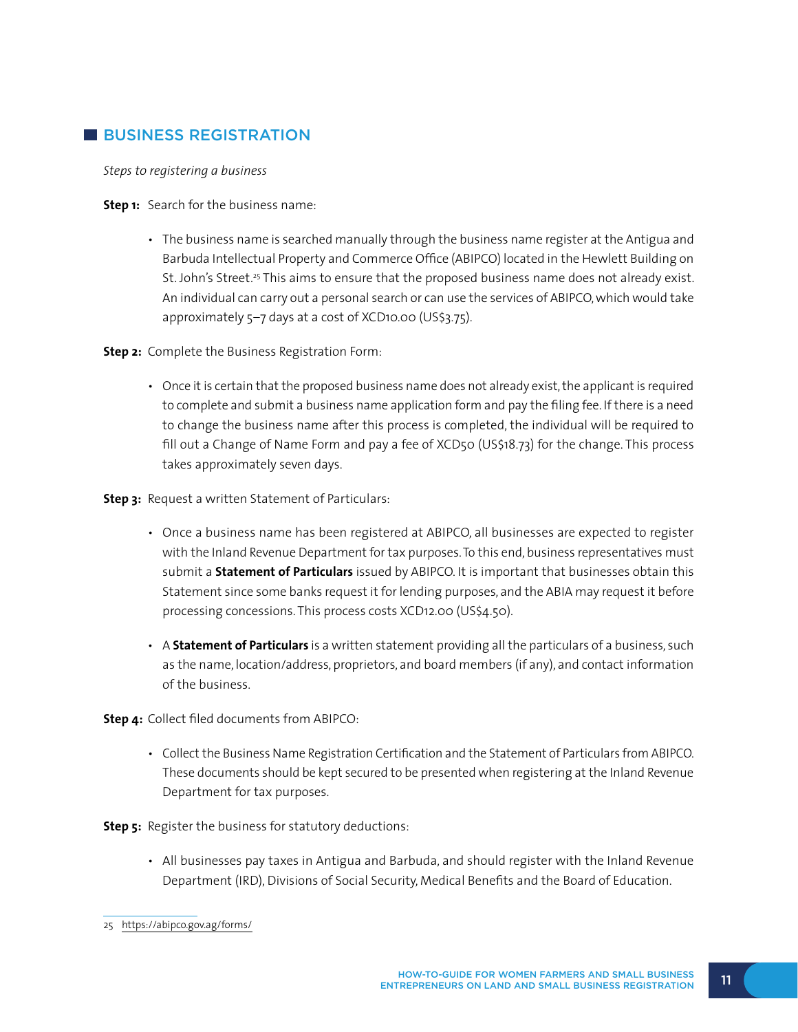## BUSINESS REGISTRATION

*Steps to registering a business*

**Step 1:** Search for the business name:

- The business name is searched manually through the business name register at the Antigua and Barbuda Intellectual Property and Commerce Office (ABIPCO) located in the Hewlett Building on St. John's Street.[25] This aims to ensure that the proposed business name does not already exist. An individual can carry out a personal search or can use the services of ABIPCO, which would take approximately 5–7 days at a cost of XCD10.00 (US$3.75).

**Step 2:** Complete the Business Registration Form:

- Once it is certain that the proposed business name does not already exist, the applicant is required to complete and submit a business name application form and pay the filing fee. If there is a need to change the business name after this process is completed, the individual will be required to fill out a Change of Name Form and pay a fee of XCD50 (US$18.73) for the change. This process takes approximately seven days.

**Step 3:** Request a written Statement of Particulars:

- Once a business name has been registered at ABIPCO, all businesses are expected to register with the Inland Revenue Department for tax purposes. To this end, business representatives must submit a **Statement of Particulars** issued by ABIPCO. It is important that businesses obtain this Statement since some banks request it for lending purposes, and the ABIA may request it before processing concessions. This process costs XCD12.00 (US$4.50).
- A **Statement of Particulars** is a written statement providing all the particulars of a business, such as the name, location/address, proprietors, and board members (if any), and contact information of the business.

**Step 4:** Collect filed documents from ABIPCO:

- Collect the Business Name Registration Certification and the Statement of Particulars from ABIPCO. These documents should be kept secured to be presented when registering at the Inland Revenue Department for tax purposes.

**Step 5:** Register the business for statutory deductions:

- All businesses pay taxes in Antigua and Barbuda, and should register with the Inland Revenue Department (IRD), Divisions of Social Security, Medical Benefits and the Board of Education.

25 https://abipco.gov.ag/forms/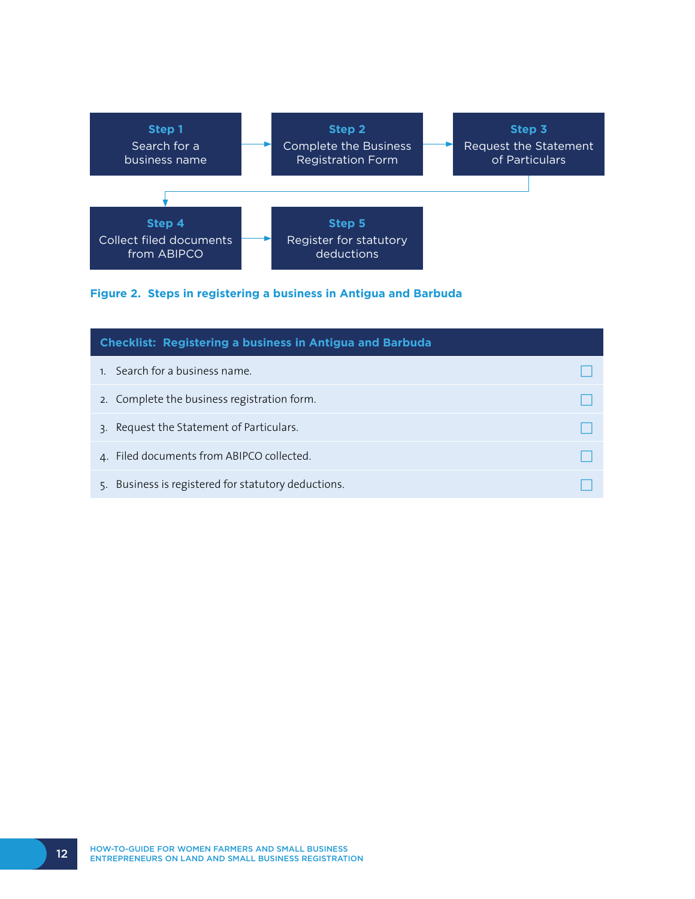**Step 1**
Search for a business name

→

**Step 2**
Complete the Business Registration Form

→

**Step 3**
Request the Statement of Particulars

→

**Step 4**
Collect filed documents from ABIPCO

→

**Step 5**
Register for statutory deductions

**Figure 2. Steps in registering a business in Antigua and Barbuda**

| Checklist: Registering a business in Antigua and Barbuda | |
|---|---|
| 1. Search for a business name. | ☐ |
| 2. Complete the business registration form. | ☐ |
| 3. Request the Statement of Particulars. | ☐ |
| 4. Filed documents from ABIPCO collected. | ☐ |
| 5. Business is registered for statutory deductions. | ☐ |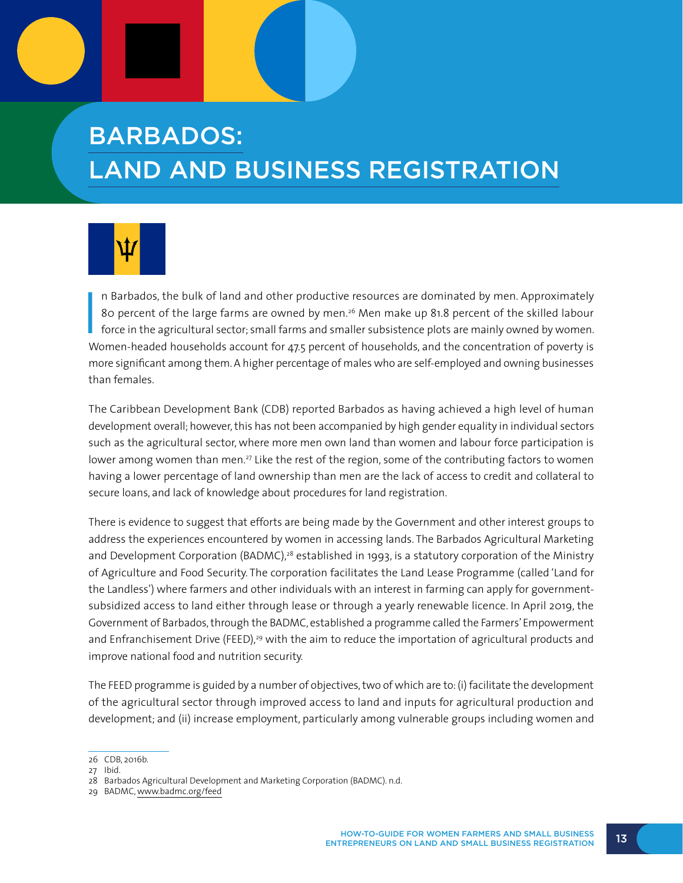# BARBADOS: LAND AND BUSINESS REGISTRATION

In Barbados, the bulk of land and other productive resources are dominated by men. Approximately 80 percent of the large farms are owned by men.[26] Men make up 81.8 percent of the skilled labour force in the agricultural sector; small farms and smaller subsistence plots are mainly owned by women. Women-headed households account for 47.5 percent of households, and the concentration of poverty is more significant among them. A higher percentage of males who are self-employed and owning businesses than females.

The Caribbean Development Bank (CDB) reported Barbados as having achieved a high level of human development overall; however, this has not been accompanied by high gender equality in individual sectors such as the agricultural sector, where more men own land than women and labour force participation is lower among women than men.[27] Like the rest of the region, some of the contributing factors to women having a lower percentage of land ownership than men are the lack of access to credit and collateral to secure loans, and lack of knowledge about procedures for land registration.

There is evidence to suggest that efforts are being made by the Government and other interest groups to address the experiences encountered by women in accessing lands. The Barbados Agricultural Marketing and Development Corporation (BADMC),[28] established in 1993, is a statutory corporation of the Ministry of Agriculture and Food Security. The corporation facilitates the Land Lease Programme (called 'Land for the Landless') where farmers and other individuals with an interest in farming can apply for government-subsidized access to land either through lease or through a yearly renewable licence. In April 2019, the Government of Barbados, through the BADMC, established a programme called the Farmers' Empowerment and Enfranchisement Drive (FEED),[29] with the aim to reduce the importation of agricultural products and improve national food and nutrition security.

The FEED programme is guided by a number of objectives, two of which are to: (i) facilitate the development of the agricultural sector through improved access to land and inputs for agricultural production and development; and (ii) increase employment, particularly among vulnerable groups including women and

---

26 CDB, 2016b.
27 Ibid.
28 Barbados Agricultural Development and Marketing Corporation (BADMC). n.d.
29 BADMC, www.badmc.org/feed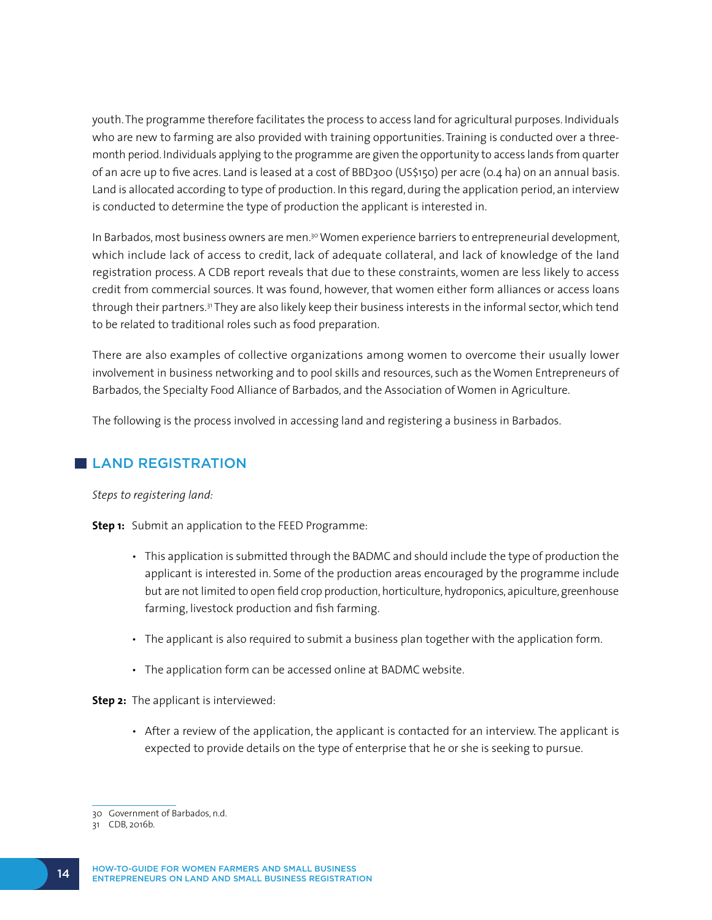youth. The programme therefore facilitates the process to access land for agricultural purposes. Individuals who are new to farming are also provided with training opportunities. Training is conducted over a three-month period. Individuals applying to the programme are given the opportunity to access lands from quarter of an acre up to five acres. Land is leased at a cost of BBD300 (US$150) per acre (0.4 ha) on an annual basis. Land is allocated according to type of production. In this regard, during the application period, an interview is conducted to determine the type of production the applicant is interested in.

In Barbados, most business owners are men.[30] Women experience barriers to entrepreneurial development, which include lack of access to credit, lack of adequate collateral, and lack of knowledge of the land registration process. A CDB report reveals that due to these constraints, women are less likely to access credit from commercial sources. It was found, however, that women either form alliances or access loans through their partners.[31] They are also likely keep their business interests in the informal sector, which tend to be related to traditional roles such as food preparation.

There are also examples of collective organizations among women to overcome their usually lower involvement in business networking and to pool skills and resources, such as the Women Entrepreneurs of Barbados, the Specialty Food Alliance of Barbados, and the Association of Women in Agriculture.

The following is the process involved in accessing land and registering a business in Barbados.

## LAND REGISTRATION

*Steps to registering land:*

**Step 1:** Submit an application to the FEED Programme:

- This application is submitted through the BADMC and should include the type of production the applicant is interested in. Some of the production areas encouraged by the programme include but are not limited to open field crop production, horticulture, hydroponics, apiculture, greenhouse farming, livestock production and fish farming.
- The applicant is also required to submit a business plan together with the application form.
- The application form can be accessed online at BADMC website.

**Step 2:** The applicant is interviewed:

- After a review of the application, the applicant is contacted for an interview. The applicant is expected to provide details on the type of enterprise that he or she is seeking to pursue.

---

30 Government of Barbados, n.d.

31 CDB, 2016b.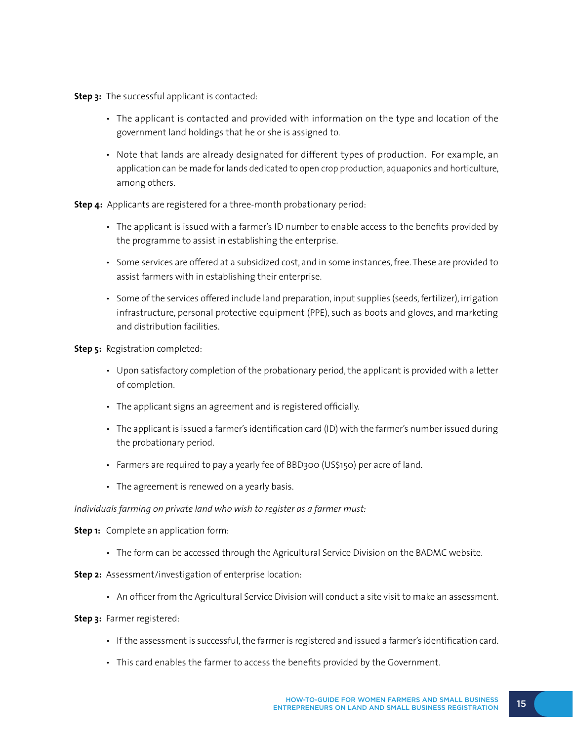**Step 3:** The successful applicant is contacted:

- The applicant is contacted and provided with information on the type and location of the government land holdings that he or she is assigned to.
- Note that lands are already designated for different types of production. For example, an application can be made for lands dedicated to open crop production, aquaponics and horticulture, among others.

**Step 4:** Applicants are registered for a three-month probationary period:

- The applicant is issued with a farmer's ID number to enable access to the benefits provided by the programme to assist in establishing the enterprise.
- Some services are offered at a subsidized cost, and in some instances, free. These are provided to assist farmers with in establishing their enterprise.
- Some of the services offered include land preparation, input supplies (seeds, fertilizer), irrigation infrastructure, personal protective equipment (PPE), such as boots and gloves, and marketing and distribution facilities.

**Step 5:** Registration completed:

- Upon satisfactory completion of the probationary period, the applicant is provided with a letter of completion.
- The applicant signs an agreement and is registered officially.
- The applicant is issued a farmer's identification card (ID) with the farmer's number issued during the probationary period.
- Farmers are required to pay a yearly fee of BBD300 (US$150) per acre of land.
- The agreement is renewed on a yearly basis.

*Individuals farming on private land who wish to register as a farmer must:*

**Step 1:** Complete an application form:

- The form can be accessed through the Agricultural Service Division on the BADMC website.

**Step 2:** Assessment/investigation of enterprise location:

- An officer from the Agricultural Service Division will conduct a site visit to make an assessment.

**Step 3:** Farmer registered:

- If the assessment is successful, the farmer is registered and issued a farmer's identification card.
- This card enables the farmer to access the benefits provided by the Government.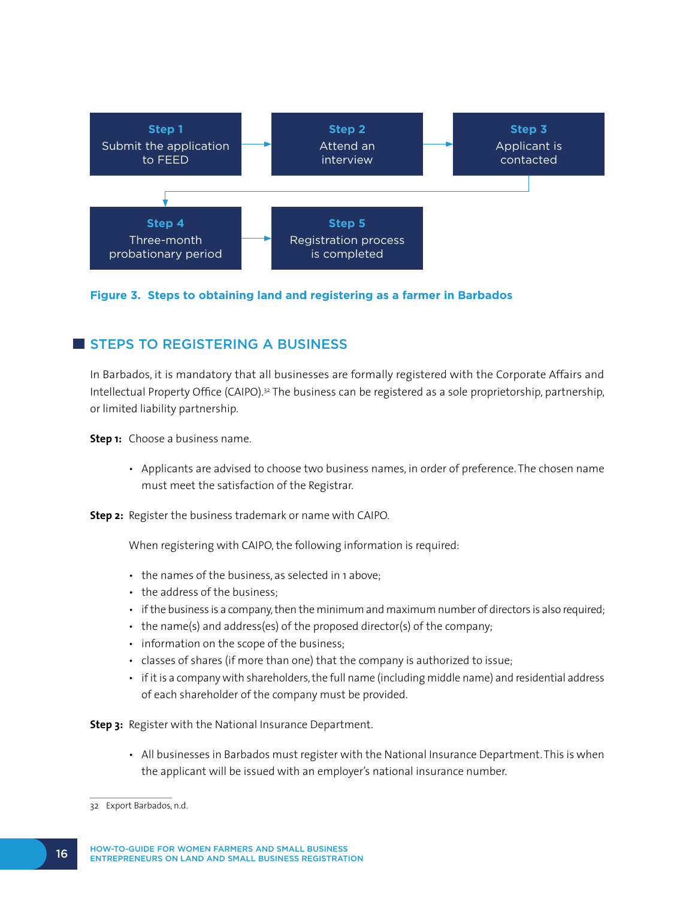**Step 1**
Submit the application to FEED

→

**Step 2**
Attend an interview

→

**Step 3**
Applicant is contacted

→

**Step 4**
Three-month probationary period

→

**Step 5**
Registration process is completed

**Figure 3. Steps to obtaining land and registering as a farmer in Barbados**

## STEPS TO REGISTERING A BUSINESS

In Barbados, it is mandatory that all businesses are formally registered with the Corporate Affairs and Intellectual Property Office (CAIPO).[32] The business can be registered as a sole proprietorship, partnership, or limited liability partnership.

**Step 1:** Choose a business name.

- Applicants are advised to choose two business names, in order of preference. The chosen name must meet the satisfaction of the Registrar.

**Step 2:** Register the business trademark or name with CAIPO.

When registering with CAIPO, the following information is required:

- the names of the business, as selected in 1 above;
- the address of the business;
- if the business is a company, then the minimum and maximum number of directors is also required;
- the name(s) and address(es) of the proposed director(s) of the company;
- information on the scope of the business;
- classes of shares (if more than one) that the company is authorized to issue;
- if it is a company with shareholders, the full name (including middle name) and residential address of each shareholder of the company must be provided.

**Step 3:** Register with the National Insurance Department.

- All businesses in Barbados must register with the National Insurance Department. This is when the applicant will be issued with an employer's national insurance number.

32 Export Barbados, n.d.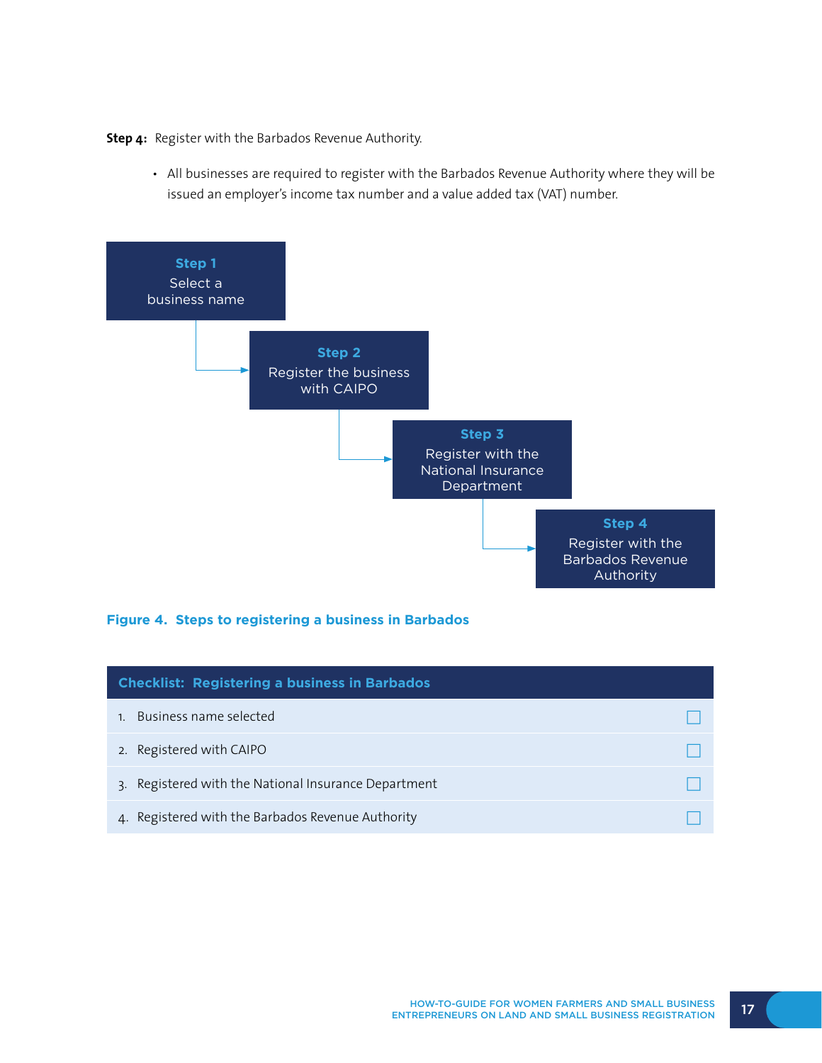**Step 4:** Register with the Barbados Revenue Authority.

- All businesses are required to register with the Barbados Revenue Authority where they will be issued an employer's income tax number and a value added tax (VAT) number.

**Step 1**
Select a business name

**Step 2**
Register the business with CAIPO

**Step 3**
Register with the National Insurance Department

**Step 4**
Register with the Barbados Revenue Authority

**Figure 4. Steps to registering a business in Barbados**

| Checklist: Registering a business in Barbados | |
|---|---|
| 1. Business name selected | ☐ |
| 2. Registered with CAIPO | ☐ |
| 3. Registered with the National Insurance Department | ☐ |
| 4. Registered with the Barbados Revenue Authority | ☐ |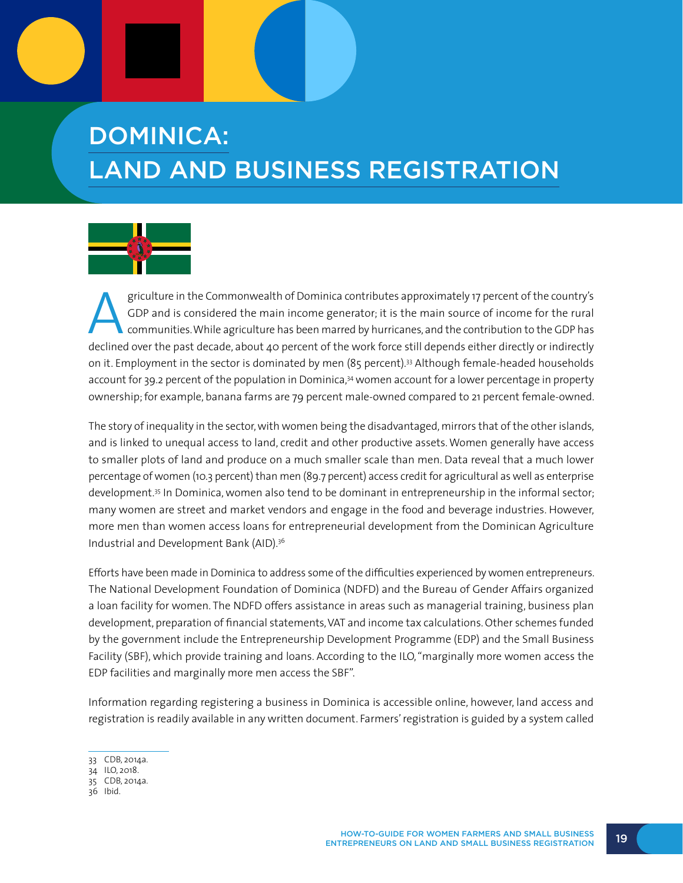# DOMINICA: LAND AND BUSINESS REGISTRATION

Agriculture in the Commonwealth of Dominica contributes approximately 17 percent of the country's GDP and is considered the main income generator; it is the main source of income for the rural communities. While agriculture has been marred by hurricanes, and the contribution to the GDP has declined over the past decade, about 40 percent of the work force still depends either directly or indirectly on it. Employment in the sector is dominated by men (85 percent).[33] Although female-headed households account for 39.2 percent of the population in Dominica,[34] women account for a lower percentage in property ownership; for example, banana farms are 79 percent male-owned compared to 21 percent female-owned.

The story of inequality in the sector, with women being the disadvantaged, mirrors that of the other islands, and is linked to unequal access to land, credit and other productive assets. Women generally have access to smaller plots of land and produce on a much smaller scale than men. Data reveal that a much lower percentage of women (10.3 percent) than men (89.7 percent) access credit for agricultural as well as enterprise development.[35] In Dominica, women also tend to be dominant in entrepreneurship in the informal sector; many women are street and market vendors and engage in the food and beverage industries. However, more men than women access loans for entrepreneurial development from the Dominican Agriculture Industrial and Development Bank (AID).[36]

Efforts have been made in Dominica to address some of the difficulties experienced by women entrepreneurs. The National Development Foundation of Dominica (NDFD) and the Bureau of Gender Affairs organized a loan facility for women. The NDFD offers assistance in areas such as managerial training, business plan development, preparation of financial statements, VAT and income tax calculations. Other schemes funded by the government include the Entrepreneurship Development Programme (EDP) and the Small Business Facility (SBF), which provide training and loans. According to the ILO, "marginally more women access the EDP facilities and marginally more men access the SBF".

Information regarding registering a business in Dominica is accessible online, however, land access and registration is readily available in any written document. Farmers' registration is guided by a system called

33 CDB, 2014a.
34 ILO, 2018.
35 CDB, 2014a.
36 Ibid.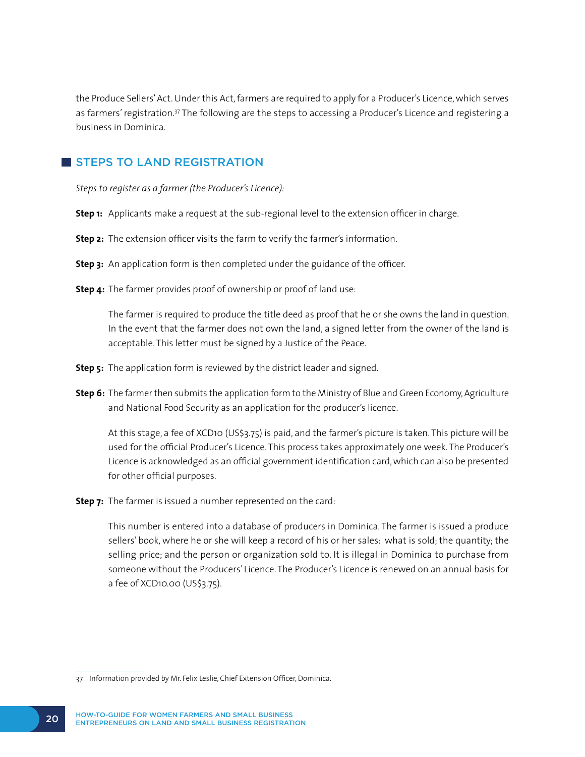the Produce Sellers' Act. Under this Act, farmers are required to apply for a Producer's Licence, which serves as farmers' registration.[37] The following are the steps to accessing a Producer's Licence and registering a business in Dominica.

## STEPS TO LAND REGISTRATION

*Steps to register as a farmer (the Producer's Licence):*

**Step 1:** Applicants make a request at the sub-regional level to the extension officer in charge.

**Step 2:** The extension officer visits the farm to verify the farmer's information.

**Step 3:** An application form is then completed under the guidance of the officer.

**Step 4:** The farmer provides proof of ownership or proof of land use:

The farmer is required to produce the title deed as proof that he or she owns the land in question. In the event that the farmer does not own the land, a signed letter from the owner of the land is acceptable. This letter must be signed by a Justice of the Peace.

**Step 5:** The application form is reviewed by the district leader and signed.

**Step 6:** The farmer then submits the application form to the Ministry of Blue and Green Economy, Agriculture and National Food Security as an application for the producer's licence.

At this stage, a fee of XCD10 (US$3.75) is paid, and the farmer's picture is taken. This picture will be used for the official Producer's Licence. This process takes approximately one week. The Producer's Licence is acknowledged as an official government identification card, which can also be presented for other official purposes.

**Step 7:** The farmer is issued a number represented on the card:

This number is entered into a database of producers in Dominica. The farmer is issued a produce sellers' book, where he or she will keep a record of his or her sales: what is sold; the quantity; the selling price; and the person or organization sold to. It is illegal in Dominica to purchase from someone without the Producers' Licence. The Producer's Licence is renewed on an annual basis for a fee of XCD10.00 (US$3.75).

---

37 Information provided by Mr. Felix Leslie, Chief Extension Officer, Dominica.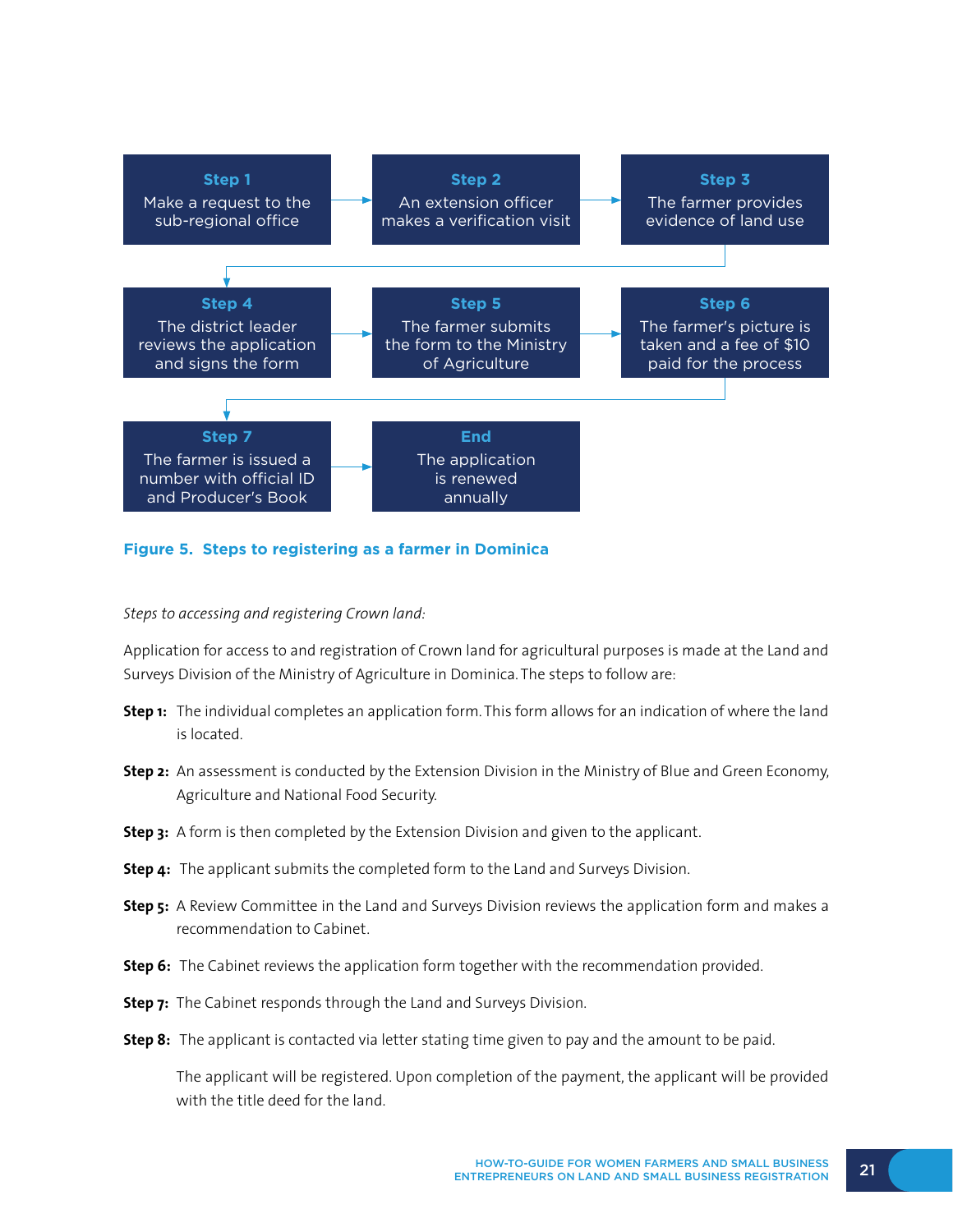**Step 1**
Make a request to the sub-regional office

→ **Step 2**
An extension officer makes a verification visit

→ **Step 3**
The farmer provides evidence of land use

→ **Step 4**
The district leader reviews the application and signs the form

→ **Step 5**
The farmer submits the form to the Ministry of Agriculture

→ **Step 6**
The farmer's picture is taken and a fee of $10 paid for the process

→ **Step 7**
The farmer is issued a number with official ID and Producer's Book

→ **End**
The application is renewed annually

**Figure 5. Steps to registering as a farmer in Dominica**

*Steps to accessing and registering Crown land:*

Application for access to and registration of Crown land for agricultural purposes is made at the Land and Surveys Division of the Ministry of Agriculture in Dominica. The steps to follow are:

**Step 1:** The individual completes an application form. This form allows for an indication of where the land is located.

**Step 2:** An assessment is conducted by the Extension Division in the Ministry of Blue and Green Economy, Agriculture and National Food Security.

**Step 3:** A form is then completed by the Extension Division and given to the applicant.

**Step 4:** The applicant submits the completed form to the Land and Surveys Division.

**Step 5:** A Review Committee in the Land and Surveys Division reviews the application form and makes a recommendation to Cabinet.

**Step 6:** The Cabinet reviews the application form together with the recommendation provided.

**Step 7:** The Cabinet responds through the Land and Surveys Division.

**Step 8:** The applicant is contacted via letter stating time given to pay and the amount to be paid.

The applicant will be registered. Upon completion of the payment, the applicant will be provided with the title deed for the land.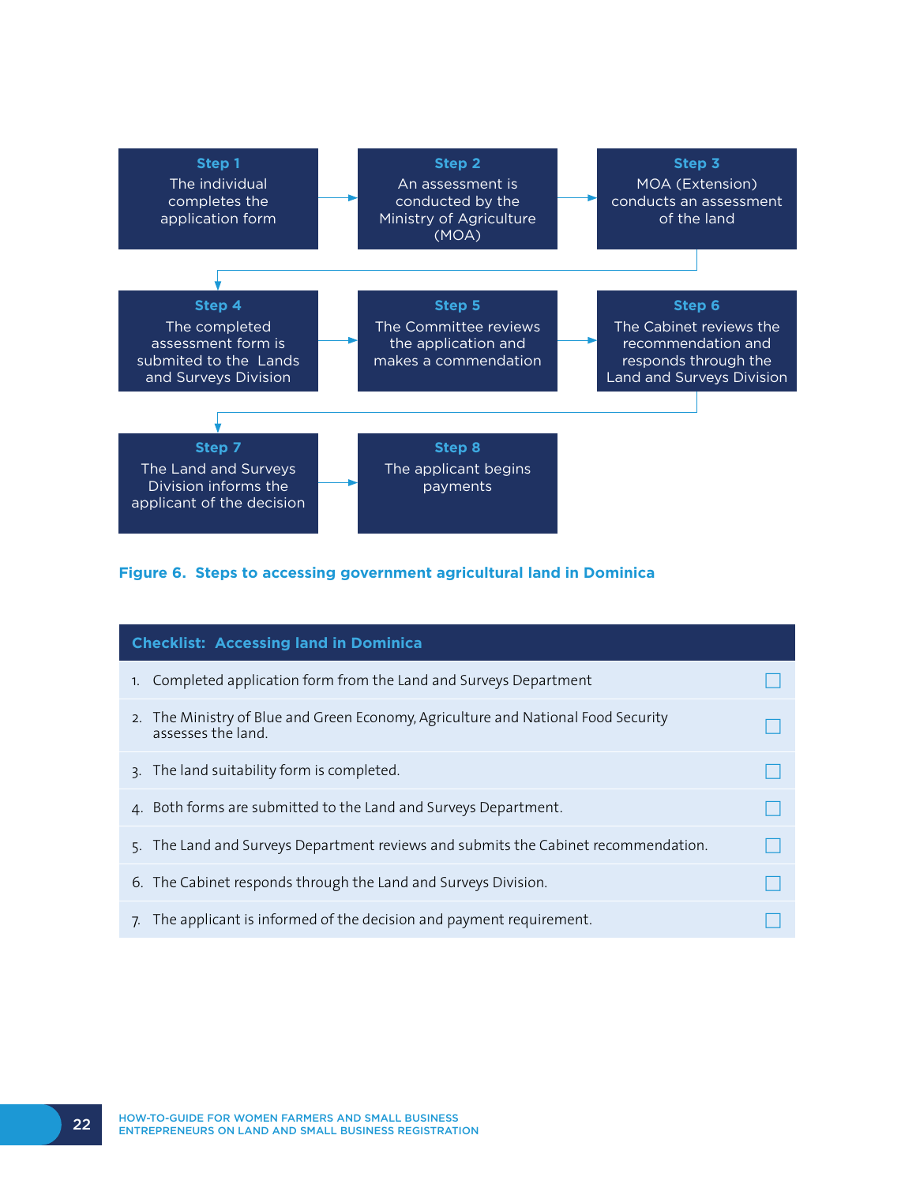**Step 1**
The individual completes the application form

**Step 2**
An assessment is conducted by the Ministry of Agriculture (MOA)

**Step 3**
MOA (Extension) conducts an assessment of the land

**Step 4**
The completed assessment form is submited to the Lands and Surveys Division

**Step 5**
The Committee reviews the application and makes a commendation

**Step 6**
The Cabinet reviews the recommendation and responds through the Land and Surveys Division

**Step 7**
The Land and Surveys Division informs the applicant of the decision

**Step 8**
The applicant begins payments

**Figure 6. Steps to accessing government agricultural land in Dominica**

| Checklist: Accessing land in Dominica | |
|---|---|
| 1. Completed application form from the Land and Surveys Department | ☐ |
| 2. The Ministry of Blue and Green Economy, Agriculture and National Food Security assesses the land. | ☐ |
| 3. The land suitability form is completed. | ☐ |
| 4. Both forms are submitted to the Land and Surveys Department. | ☐ |
| 5. The Land and Surveys Department reviews and submits the Cabinet recommendation. | ☐ |
| 6. The Cabinet responds through the Land and Surveys Division. | ☐ |
| 7. The applicant is informed of the decision and payment requirement. | ☐ |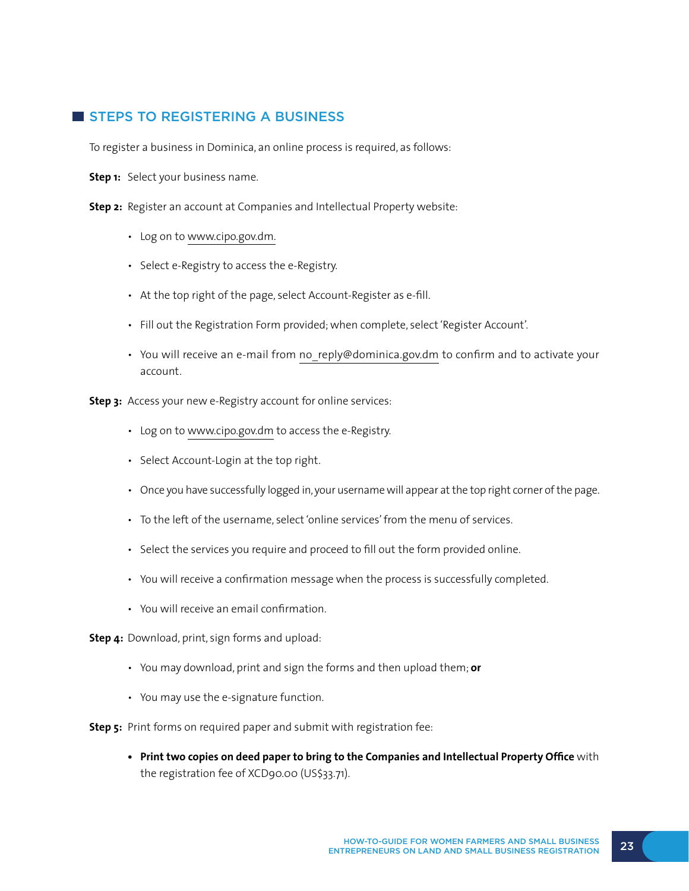## STEPS TO REGISTERING A BUSINESS

To register a business in Dominica, an online process is required, as follows:

**Step 1:** Select your business name.

**Step 2:** Register an account at Companies and Intellectual Property website:

- Log on to www.cipo.gov.dm.
- Select e-Registry to access the e-Registry.
- At the top right of the page, select Account-Register as e-fill.
- Fill out the Registration Form provided; when complete, select 'Register Account'.
- You will receive an e-mail from no_reply@dominica.gov.dm to confirm and to activate your account.

**Step 3:** Access your new e-Registry account for online services:

- Log on to www.cipo.gov.dm to access the e-Registry.
- Select Account-Login at the top right.
- Once you have successfully logged in, your username will appear at the top right corner of the page.
- To the left of the username, select 'online services' from the menu of services.
- Select the services you require and proceed to fill out the form provided online.
- You will receive a confirmation message when the process is successfully completed.
- You will receive an email confirmation.

**Step 4:** Download, print, sign forms and upload:

- You may download, print and sign the forms and then upload them; **or**
- You may use the e-signature function.

**Step 5:** Print forms on required paper and submit with registration fee:

- **Print two copies on deed paper to bring to the Companies and Intellectual Property Office** with the registration fee of XCD90.00 (US$33.71).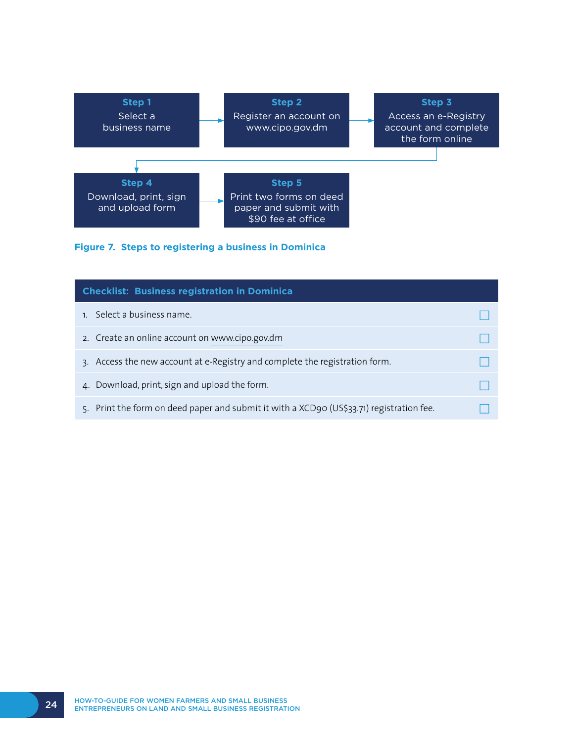**Step 1**
Select a business name

→

**Step 2**
Register an account on www.cipo.gov.dm

→

**Step 3**
Access an e-Registry account and complete the form online

→

**Step 4**
Download, print, sign and upload form

→

**Step 5**
Print two forms on deed paper and submit with $90 fee at office

**Figure 7. Steps to registering a business in Dominica**

| Checklist: Business registration in Dominica | |
|---|---|
| 1. Select a business name. | ☐ |
| 2. Create an online account on www.cipo.gov.dm | ☐ |
| 3. Access the new account at e-Registry and complete the registration form. | ☐ |
| 4. Download, print, sign and upload the form. | ☐ |
| 5. Print the form on deed paper and submit it with a XCD90 (US$33.71) registration fee. | ☐ |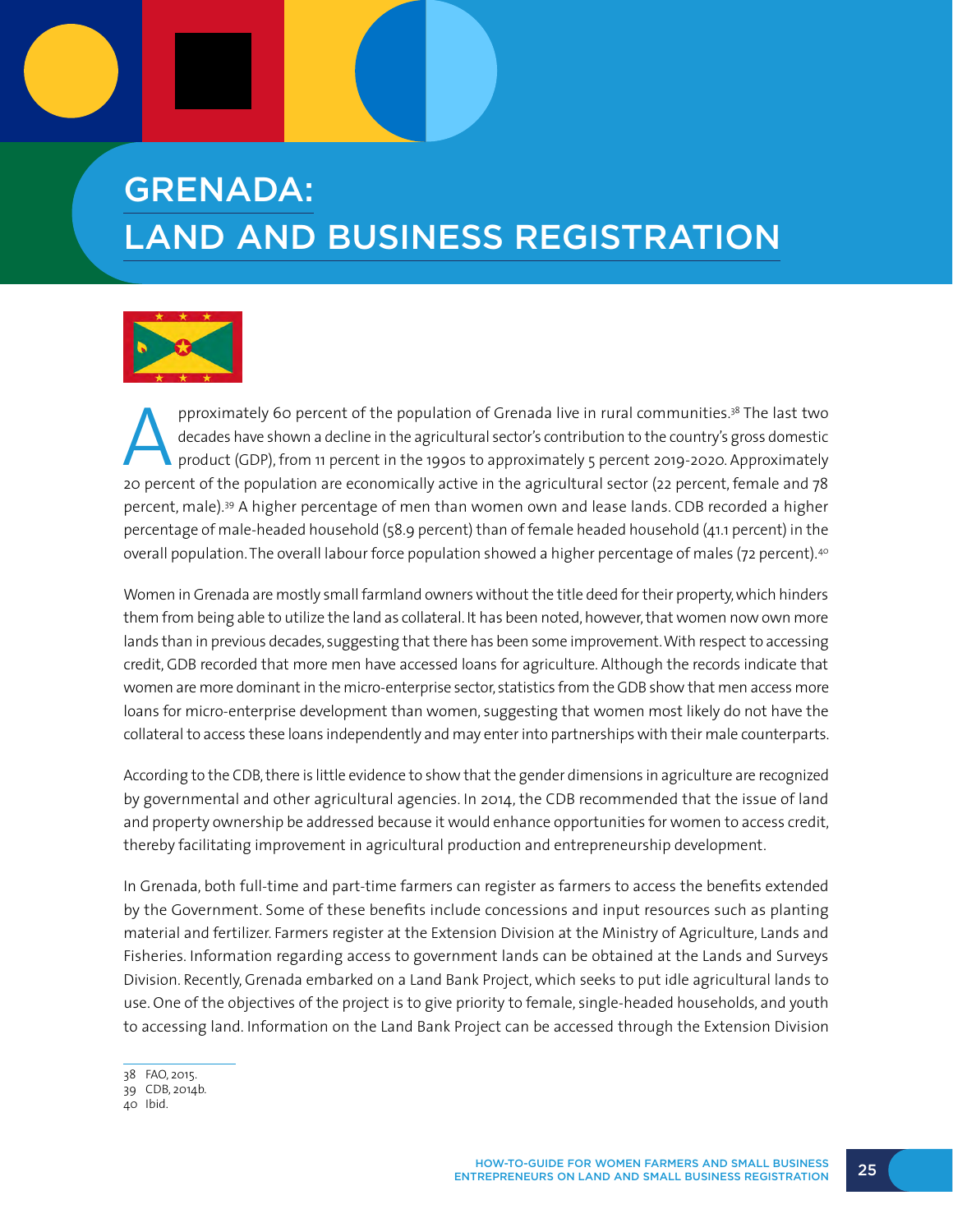# GRENADA: LAND AND BUSINESS REGISTRATION

Approximately 60 percent of the population of Grenada live in rural communities.[38] The last two decades have shown a decline in the agricultural sector's contribution to the country's gross domestic product (GDP), from 11 percent in the 1990s to approximately 5 percent 2019-2020. Approximately 20 percent of the population are economically active in the agricultural sector (22 percent, female and 78 percent, male).[39] A higher percentage of men than women own and lease lands. CDB recorded a higher percentage of male-headed household (58.9 percent) than of female headed household (41.1 percent) in the overall population. The overall labour force population showed a higher percentage of males (72 percent).[40]

Women in Grenada are mostly small farmland owners without the title deed for their property, which hinders them from being able to utilize the land as collateral. It has been noted, however, that women now own more lands than in previous decades, suggesting that there has been some improvement. With respect to accessing credit, GDB recorded that more men have accessed loans for agriculture. Although the records indicate that women are more dominant in the micro-enterprise sector, statistics from the GDB show that men access more loans for micro-enterprise development than women, suggesting that women most likely do not have the collateral to access these loans independently and may enter into partnerships with their male counterparts.

According to the CDB, there is little evidence to show that the gender dimensions in agriculture are recognized by governmental and other agricultural agencies. In 2014, the CDB recommended that the issue of land and property ownership be addressed because it would enhance opportunities for women to access credit, thereby facilitating improvement in agricultural production and entrepreneurship development.

In Grenada, both full-time and part-time farmers can register as farmers to access the benefits extended by the Government. Some of these benefits include concessions and input resources such as planting material and fertilizer. Farmers register at the Extension Division at the Ministry of Agriculture, Lands and Fisheries. Information regarding access to government lands can be obtained at the Lands and Surveys Division. Recently, Grenada embarked on a Land Bank Project, which seeks to put idle agricultural lands to use. One of the objectives of the project is to give priority to female, single-headed households, and youth to accessing land. Information on the Land Bank Project can be accessed through the Extension Division

---

38 FAO, 2015.
39 CDB, 2014b.
40 Ibid.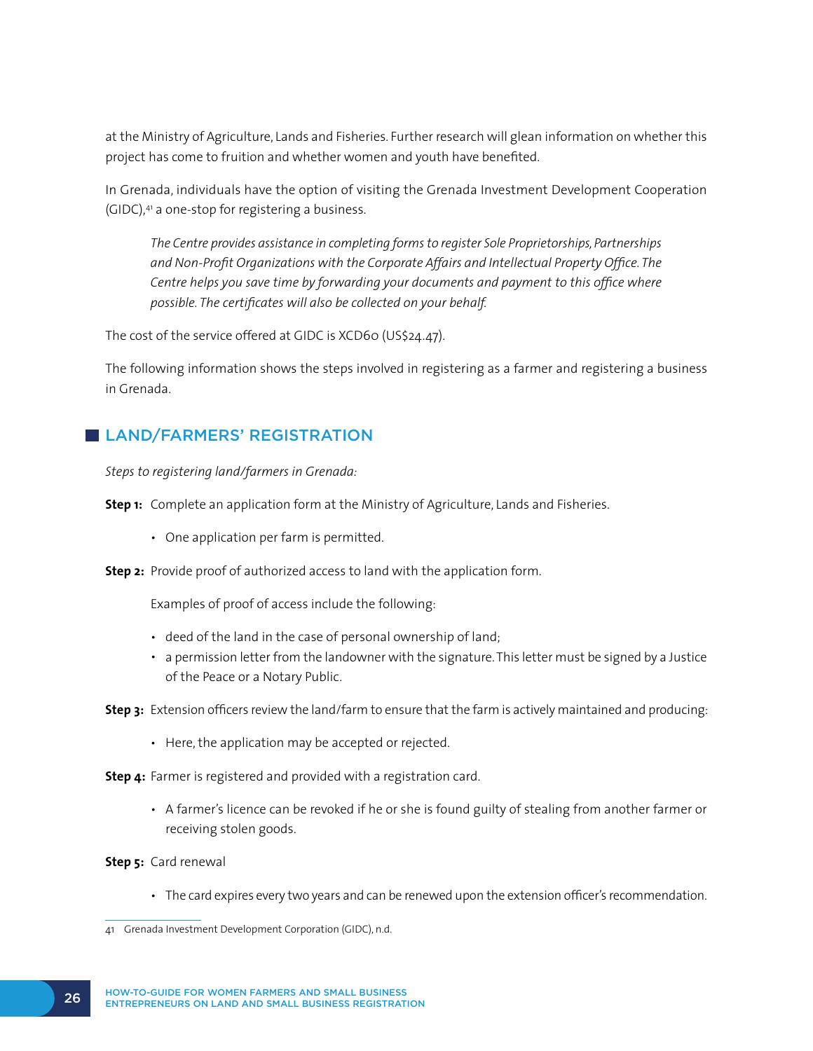at the Ministry of Agriculture, Lands and Fisheries. Further research will glean information on whether this project has come to fruition and whether women and youth have benefited.

In Grenada, individuals have the option of visiting the Grenada Investment Development Cooperation (GIDC),[41] a one-stop for registering a business.

> *The Centre provides assistance in completing forms to register Sole Proprietorships, Partnerships and Non-Profit Organizations with the Corporate Affairs and Intellectual Property Office. The Centre helps you save time by forwarding your documents and payment to this office where possible. The certificates will also be collected on your behalf.*

The cost of the service offered at GIDC is XCD60 (US$24.47).

The following information shows the steps involved in registering as a farmer and registering a business in Grenada.

## LAND/FARMERS' REGISTRATION

*Steps to registering land/farmers in Grenada:*

**Step 1:** Complete an application form at the Ministry of Agriculture, Lands and Fisheries.

- One application per farm is permitted.

**Step 2:** Provide proof of authorized access to land with the application form.

Examples of proof of access include the following:

- deed of the land in the case of personal ownership of land;
- a permission letter from the landowner with the signature. This letter must be signed by a Justice of the Peace or a Notary Public.

**Step 3:** Extension officers review the land/farm to ensure that the farm is actively maintained and producing:

- Here, the application may be accepted or rejected.

**Step 4:** Farmer is registered and provided with a registration card.

- A farmer's licence can be revoked if he or she is found guilty of stealing from another farmer or receiving stolen goods.

**Step 5:** Card renewal

- The card expires every two years and can be renewed upon the extension officer's recommendation.

---

41 Grenada Investment Development Corporation (GIDC), n.d.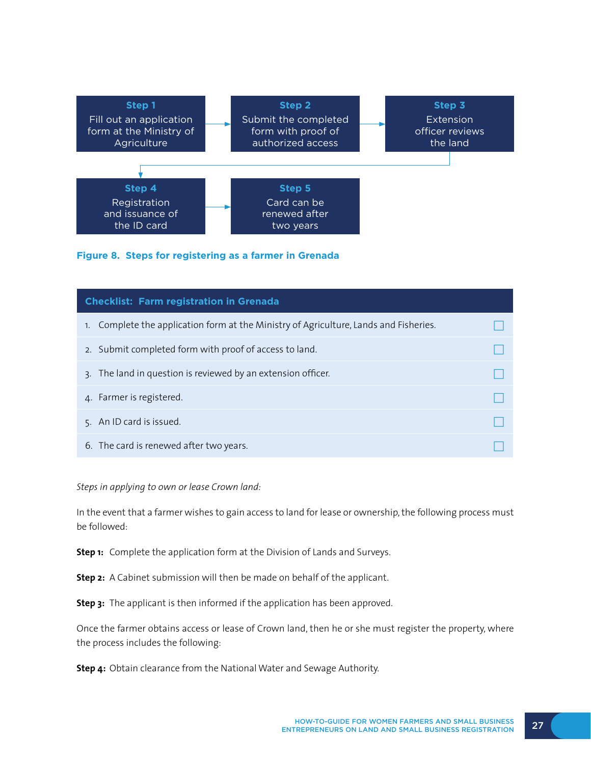**Step 1**
Fill out an application form at the Ministry of Agriculture

→ **Step 2**
Submit the completed form with proof of authorized access

→ **Step 3**
Extension officer reviews the land

→ **Step 4**
Registration and issuance of the ID card

→ **Step 5**
Card can be renewed after two years

**Figure 8. Steps for registering as a farmer in Grenada**

| Checklist: Farm registration in Grenada | |
|---|---|
| 1. Complete the application form at the Ministry of Agriculture, Lands and Fisheries. | ☐ |
| 2. Submit completed form with proof of access to land. | ☐ |
| 3. The land in question is reviewed by an extension officer. | ☐ |
| 4. Farmer is registered. | ☐ |
| 5. An ID card is issued. | ☐ |
| 6. The card is renewed after two years. | ☐ |

*Steps in applying to own or lease Crown land:*

In the event that a farmer wishes to gain access to land for lease or ownership, the following process must be followed:

**Step 1:** Complete the application form at the Division of Lands and Surveys.

**Step 2:** A Cabinet submission will then be made on behalf of the applicant.

**Step 3:** The applicant is then informed if the application has been approved.

Once the farmer obtains access or lease of Crown land, then he or she must register the property, where the process includes the following:

**Step 4:** Obtain clearance from the National Water and Sewage Authority.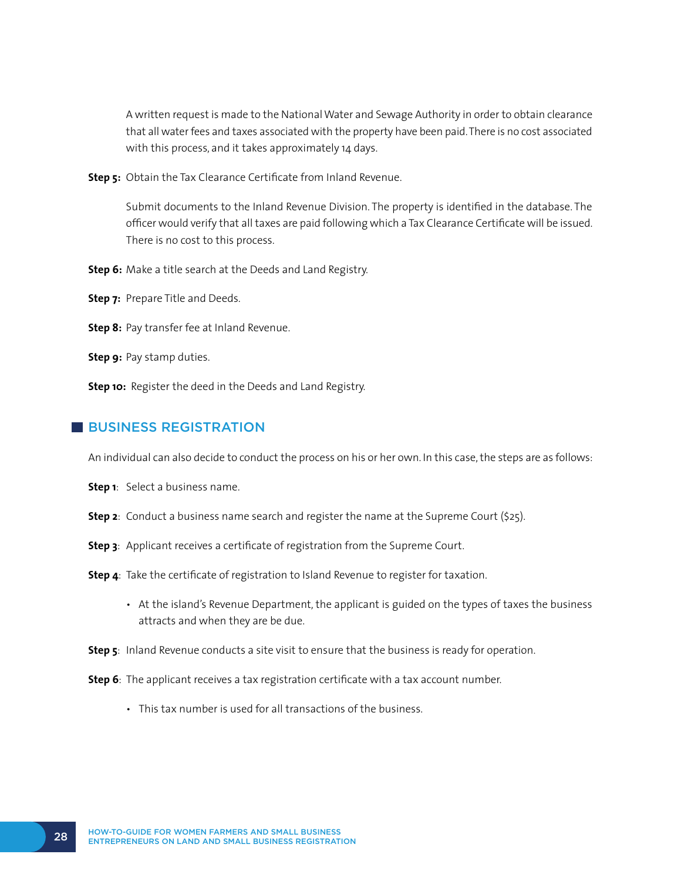A written request is made to the National Water and Sewage Authority in order to obtain clearance that all water fees and taxes associated with the property have been paid. There is no cost associated with this process, and it takes approximately 14 days.

**Step 5:** Obtain the Tax Clearance Certificate from Inland Revenue.

Submit documents to the Inland Revenue Division. The property is identified in the database. The officer would verify that all taxes are paid following which a Tax Clearance Certificate will be issued. There is no cost to this process.

**Step 6:** Make a title search at the Deeds and Land Registry.

**Step 7:** Prepare Title and Deeds.

**Step 8:** Pay transfer fee at Inland Revenue.

**Step 9:** Pay stamp duties.

**Step 10:** Register the deed in the Deeds and Land Registry.

## BUSINESS REGISTRATION

An individual can also decide to conduct the process on his or her own. In this case, the steps are as follows:

**Step 1**: Select a business name.

**Step 2**: Conduct a business name search and register the name at the Supreme Court ($25).

**Step 3**: Applicant receives a certificate of registration from the Supreme Court.

**Step 4**: Take the certificate of registration to Island Revenue to register for taxation.

- At the island's Revenue Department, the applicant is guided on the types of taxes the business attracts and when they are be due.

**Step 5**: Inland Revenue conducts a site visit to ensure that the business is ready for operation.

**Step 6**: The applicant receives a tax registration certificate with a tax account number.

- This tax number is used for all transactions of the business.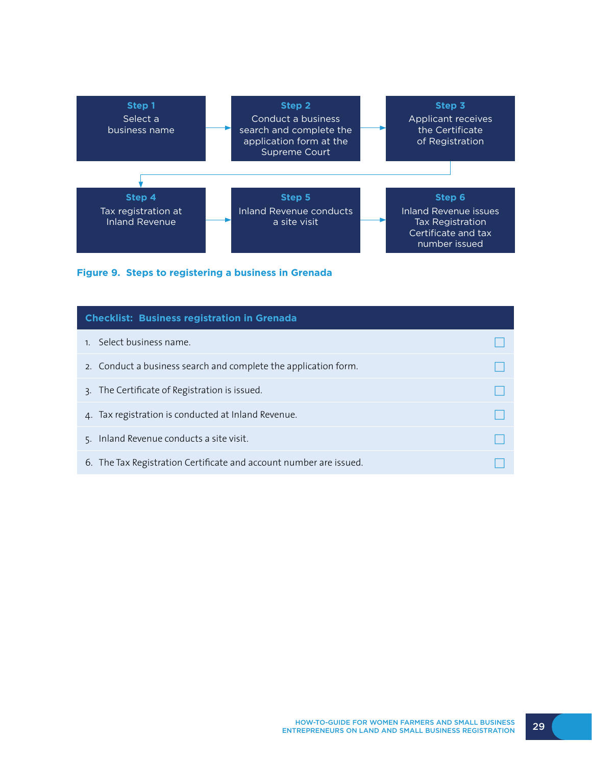**Step 1**
Select a business name

→

**Step 2**
Conduct a business search and complete the application form at the Supreme Court

→

**Step 3**
Applicant receives the Certificate of Registration

→

**Step 4**
Tax registration at Inland Revenue

→

**Step 5**
Inland Revenue conducts a site visit

→

**Step 6**
Inland Revenue issues Tax Registration Certificate and tax number issued

**Figure 9. Steps to registering a business in Grenada**

| Checklist: Business registration in Grenada | |
|---|---|
| 1. Select business name. | ☐ |
| 2. Conduct a business search and complete the application form. | ☐ |
| 3. The Certificate of Registration is issued. | ☐ |
| 4. Tax registration is conducted at Inland Revenue. | ☐ |
| 5. Inland Revenue conducts a site visit. | ☐ |
| 6. The Tax Registration Certificate and account number are issued. | ☐ |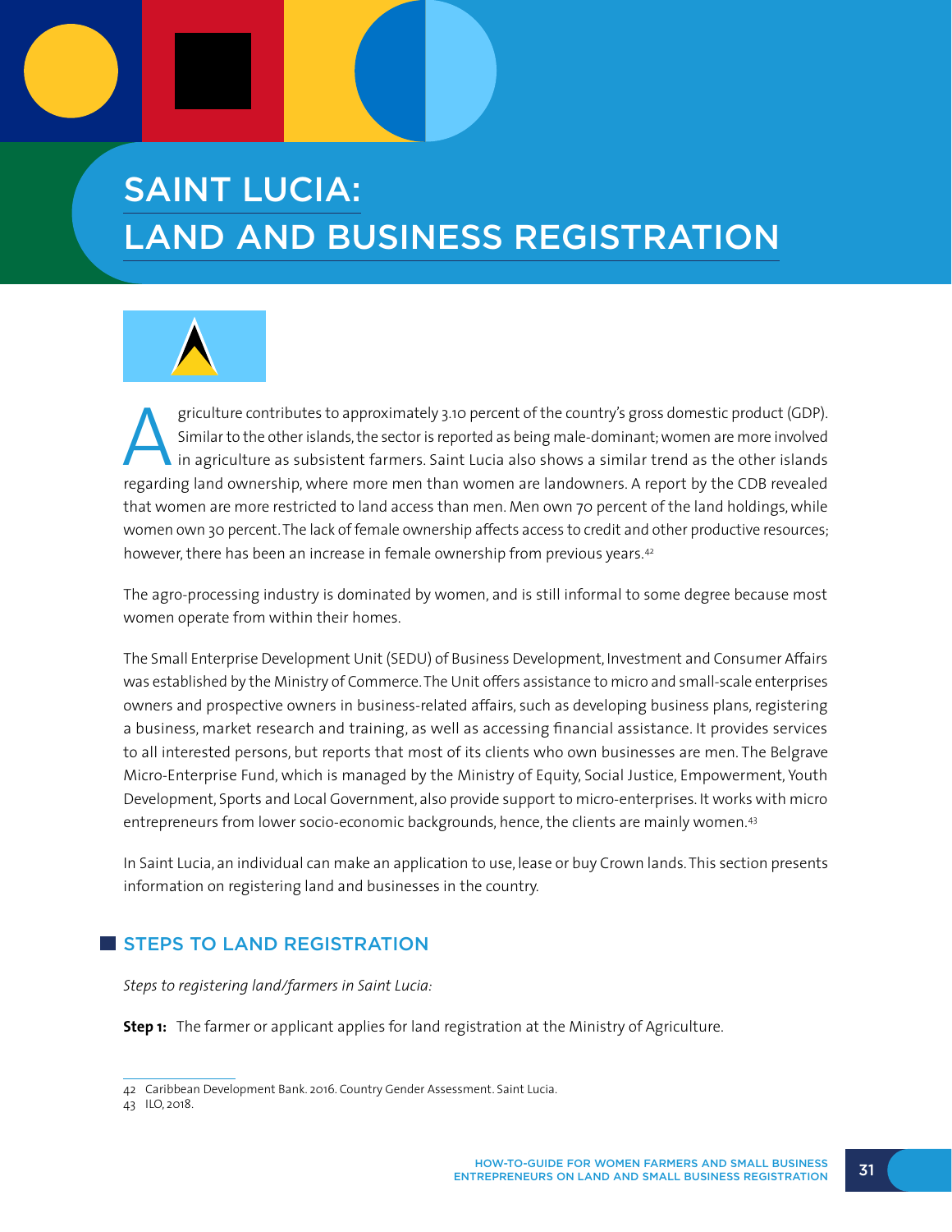# SAINT LUCIA: LAND AND BUSINESS REGISTRATION

Agriculture contributes to approximately 3.10 percent of the country's gross domestic product (GDP). Similar to the other islands, the sector is reported as being male-dominant; women are more involved in agriculture as subsistent farmers. Saint Lucia also shows a similar trend as the other islands regarding land ownership, where more men than women are landowners. A report by the CDB revealed that women are more restricted to land access than men. Men own 70 percent of the land holdings, while women own 30 percent. The lack of female ownership affects access to credit and other productive resources; however, there has been an increase in female ownership from previous years.[42]

The agro-processing industry is dominated by women, and is still informal to some degree because most women operate from within their homes.

The Small Enterprise Development Unit (SEDU) of Business Development, Investment and Consumer Affairs was established by the Ministry of Commerce. The Unit offers assistance to micro and small-scale enterprises owners and prospective owners in business-related affairs, such as developing business plans, registering a business, market research and training, as well as accessing financial assistance. It provides services to all interested persons, but reports that most of its clients who own businesses are men. The Belgrave Micro-Enterprise Fund, which is managed by the Ministry of Equity, Social Justice, Empowerment, Youth Development, Sports and Local Government, also provide support to micro-enterprises. It works with micro entrepreneurs from lower socio-economic backgrounds, hence, the clients are mainly women.[43]

In Saint Lucia, an individual can make an application to use, lease or buy Crown lands. This section presents information on registering land and businesses in the country.

## STEPS TO LAND REGISTRATION

*Steps to registering land/farmers in Saint Lucia:*

**Step 1:** The farmer or applicant applies for land registration at the Ministry of Agriculture.

---

42 Caribbean Development Bank. 2016. Country Gender Assessment. Saint Lucia.

43 ILO, 2018.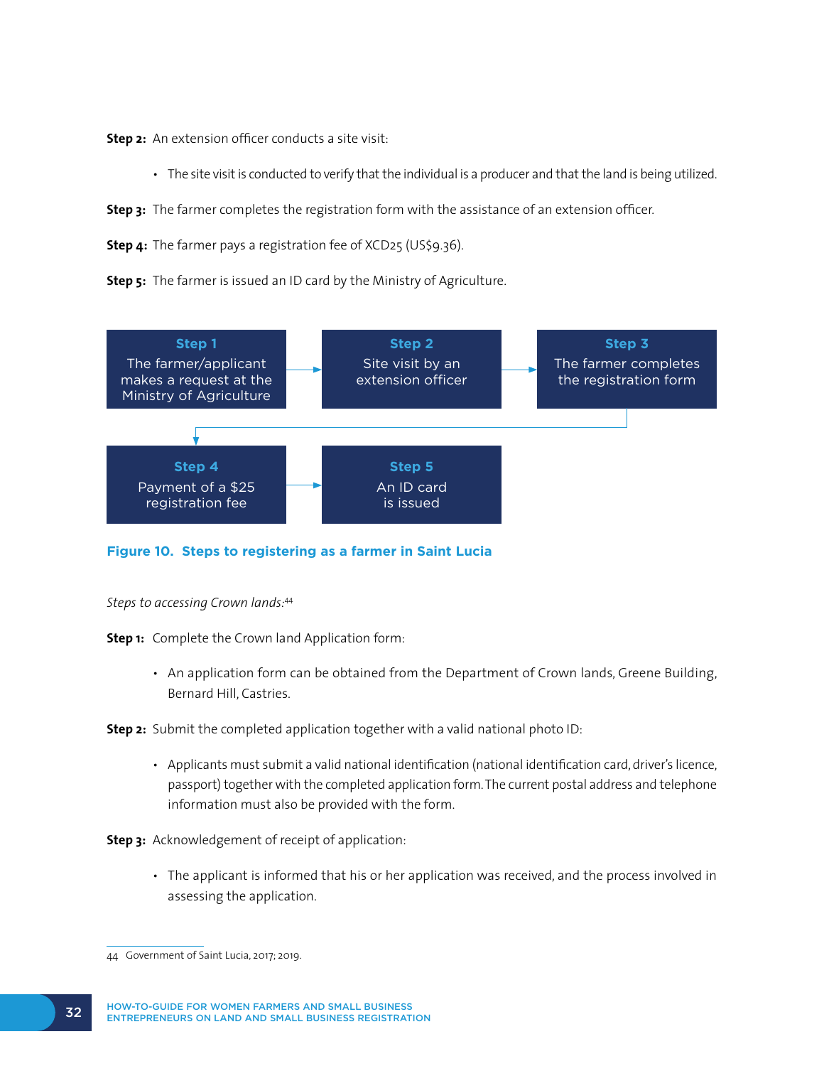**Step 2:** An extension officer conducts a site visit:

- The site visit is conducted to verify that the individual is a producer and that the land is being utilized.

**Step 3:** The farmer completes the registration form with the assistance of an extension officer.

**Step 4:** The farmer pays a registration fee of XCD25 (US$9.36).

**Step 5:** The farmer is issued an ID card by the Ministry of Agriculture.

**Step 1** The farmer/applicant makes a request at the Ministry of Agriculture → **Step 2** Site visit by an extension officer → **Step 3** The farmer completes the registration form → **Step 4** Payment of a $25 registration fee → **Step 5** An ID card is issued

**Figure 10. Steps to registering as a farmer in Saint Lucia**

*Steps to accessing Crown lands:*[44]

**Step 1:** Complete the Crown land Application form:

- An application form can be obtained from the Department of Crown lands, Greene Building, Bernard Hill, Castries.

**Step 2:** Submit the completed application together with a valid national photo ID:

- Applicants must submit a valid national identification (national identification card, driver's licence, passport) together with the completed application form. The current postal address and telephone information must also be provided with the form.

**Step 3:** Acknowledgement of receipt of application:

- The applicant is informed that his or her application was received, and the process involved in assessing the application.

---

44 Government of Saint Lucia, 2017; 2019.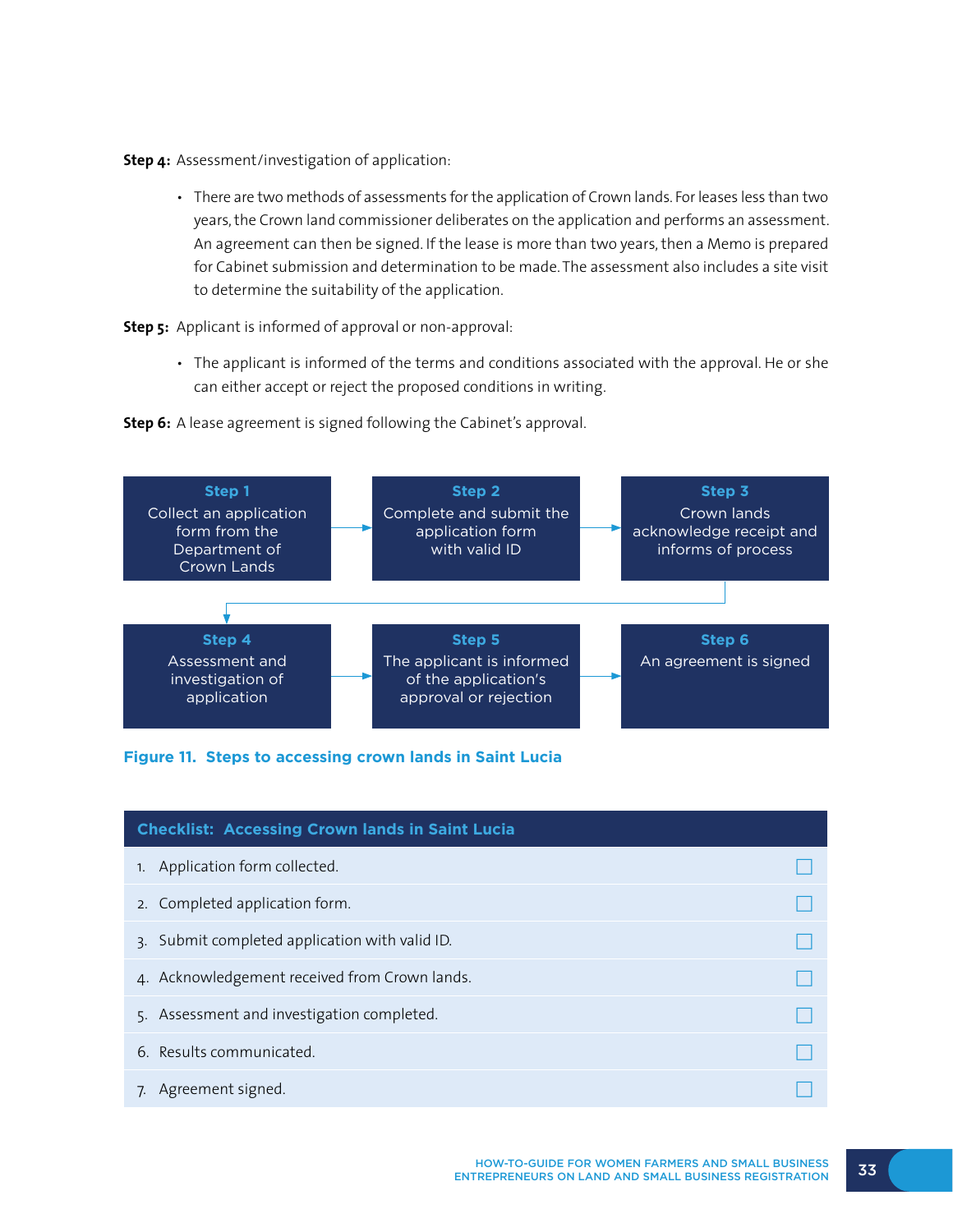**Step 4:** Assessment/investigation of application:

- There are two methods of assessments for the application of Crown lands. For leases less than two years, the Crown land commissioner deliberates on the application and performs an assessment. An agreement can then be signed. If the lease is more than two years, then a Memo is prepared for Cabinet submission and determination to be made. The assessment also includes a site visit to determine the suitability of the application.

**Step 5:** Applicant is informed of approval or non-approval:

- The applicant is informed of the terms and conditions associated with the approval. He or she can either accept or reject the proposed conditions in writing.

**Step 6:** A lease agreement is signed following the Cabinet's approval.

**Step 1**
Collect an application form from the Department of Crown Lands

**Step 2**
Complete and submit the application form with valid ID

**Step 3**
Crown lands acknowledge receipt and informs of process

**Step 4**
Assessment and investigation of application

**Step 5**
The applicant is informed of the application's approval or rejection

**Step 6**
An agreement is signed

**Figure 11. Steps to accessing crown lands in Saint Lucia**

| Checklist: Accessing Crown lands in Saint Lucia | |
|---|---|
| 1. Application form collected. | ☐ |
| 2. Completed application form. | ☐ |
| 3. Submit completed application with valid ID. | ☐ |
| 4. Acknowledgement received from Crown lands. | ☐ |
| 5. Assessment and investigation completed. | ☐ |
| 6. Results communicated. | ☐ |
| 7. Agreement signed. | ☐ |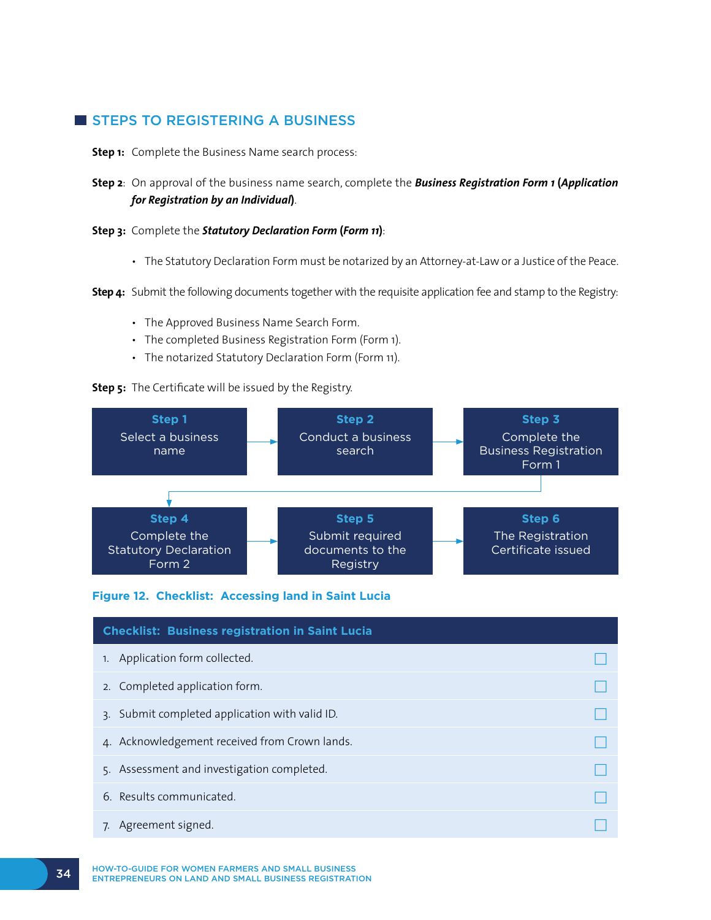## STEPS TO REGISTERING A BUSINESS

**Step 1:** Complete the Business Name search process:

**Step 2**: On approval of the business name search, complete the ***Business Registration Form 1*** **(*Application for Registration by an Individual*)**.

**Step 3:** Complete the ***Statutory Declaration Form*** **(*Form 11*)**:

- The Statutory Declaration Form must be notarized by an Attorney-at-Law or a Justice of the Peace.

**Step 4:** Submit the following documents together with the requisite application fee and stamp to the Registry:

- The Approved Business Name Search Form.
- The completed Business Registration Form (Form 1).
- The notarized Statutory Declaration Form (Form 11).

**Step 5:** The Certificate will be issued by the Registry.

**Step 1** Select a business name → **Step 2** Conduct a business search → **Step 3** Complete the Business Registration Form 1 → **Step 4** Complete the Statutory Declaration Form 2 → **Step 5** Submit required documents to the Registry → **Step 6** The Registration Certificate issued

**Figure 12. Checklist: Accessing land in Saint Lucia**

| Checklist: Business registration in Saint Lucia | |
|---|---|
| 1. Application form collected. | ☐ |
| 2. Completed application form. | ☐ |
| 3. Submit completed application with valid ID. | ☐ |
| 4. Acknowledgement received from Crown lands. | ☐ |
| 5. Assessment and investigation completed. | ☐ |
| 6. Results communicated. | ☐ |
| 7. Agreement signed. | ☐ |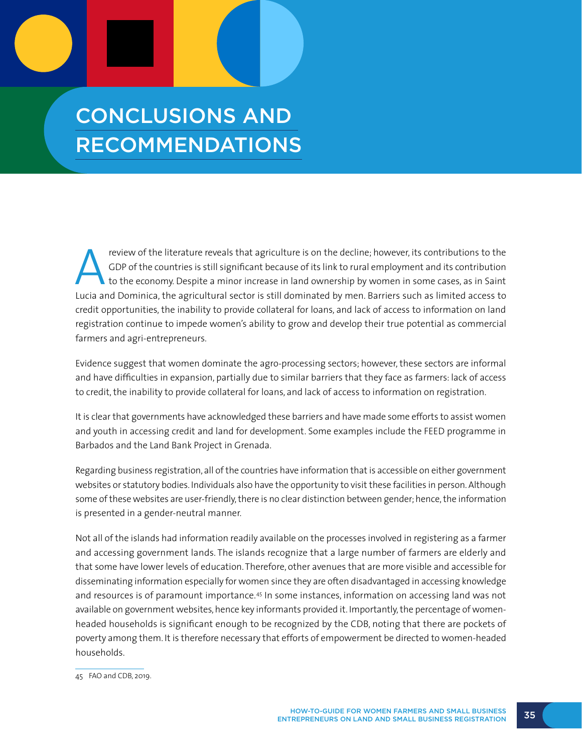# CONCLUSIONS AND RECOMMENDATIONS

A review of the literature reveals that agriculture is on the decline; however, its contributions to the GDP of the countries is still significant because of its link to rural employment and its contribution to the economy. Despite a minor increase in land ownership by women in some cases, as in Saint Lucia and Dominica, the agricultural sector is still dominated by men. Barriers such as limited access to credit opportunities, the inability to provide collateral for loans, and lack of access to information on land registration continue to impede women's ability to grow and develop their true potential as commercial farmers and agri-entrepreneurs.

Evidence suggest that women dominate the agro-processing sectors; however, these sectors are informal and have difficulties in expansion, partially due to similar barriers that they face as farmers: lack of access to credit, the inability to provide collateral for loans, and lack of access to information on registration.

It is clear that governments have acknowledged these barriers and have made some efforts to assist women and youth in accessing credit and land for development. Some examples include the FEED programme in Barbados and the Land Bank Project in Grenada.

Regarding business registration, all of the countries have information that is accessible on either government websites or statutory bodies. Individuals also have the opportunity to visit these facilities in person. Although some of these websites are user-friendly, there is no clear distinction between gender; hence, the information is presented in a gender-neutral manner.

Not all of the islands had information readily available on the processes involved in registering as a farmer and accessing government lands. The islands recognize that a large number of farmers are elderly and that some have lower levels of education. Therefore, other avenues that are more visible and accessible for disseminating information especially for women since they are often disadvantaged in accessing knowledge and resources is of paramount importance.[45] In some instances, information on accessing land was not available on government websites, hence key informants provided it. Importantly, the percentage of women-headed households is significant enough to be recognized by the CDB, noting that there are pockets of poverty among them. It is therefore necessary that efforts of empowerment be directed to women-headed households.

45 FAO and CDB, 2019.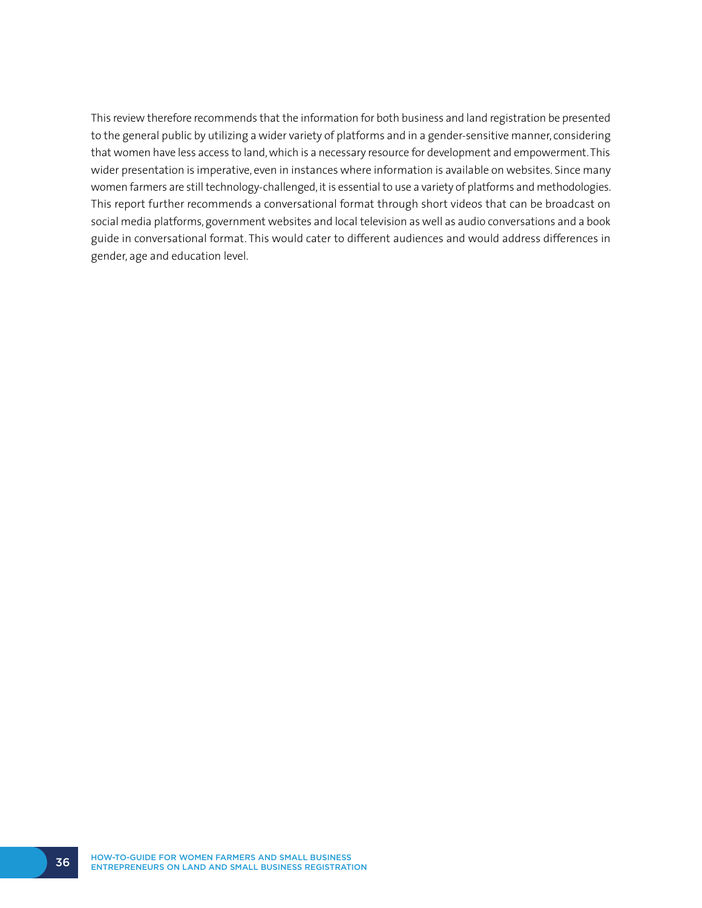This review therefore recommends that the information for both business and land registration be presented to the general public by utilizing a wider variety of platforms and in a gender-sensitive manner, considering that women have less access to land, which is a necessary resource for development and empowerment. This wider presentation is imperative, even in instances where information is available on websites. Since many women farmers are still technology-challenged, it is essential to use a variety of platforms and methodologies. This report further recommends a conversational format through short videos that can be broadcast on social media platforms, government websites and local television as well as audio conversations and a book guide in conversational format. This would cater to different audiences and would address differences in gender, age and education level.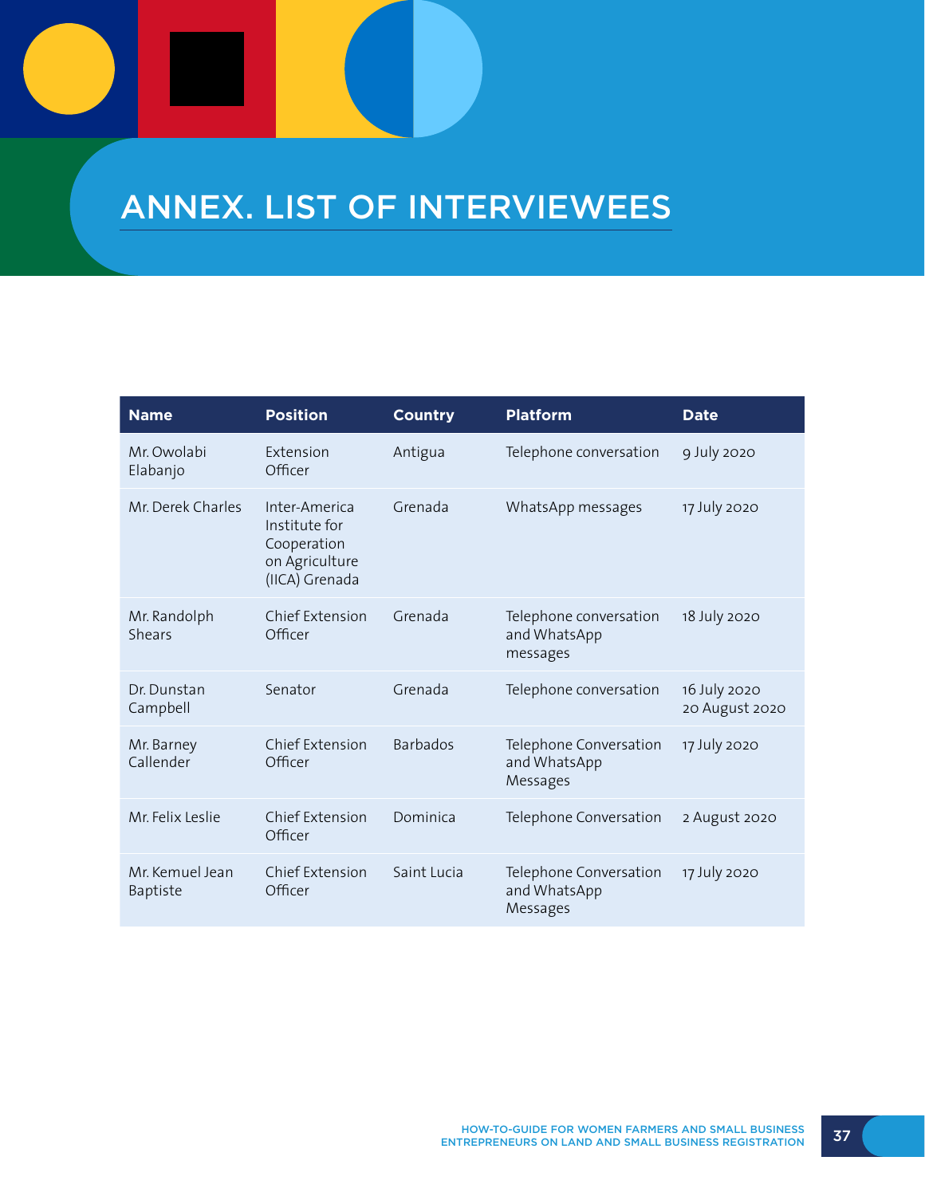# ANNEX. LIST OF INTERVIEWEES

| Name | Position | Country | Platform | Date |
|---|---|---|---|---|
| Mr. Owolabi Elabanjo | Extension Officer | Antigua | Telephone conversation | 9 July 2020 |
| Mr. Derek Charles | Inter-America Institute for Cooperation on Agriculture (IICA) Grenada | Grenada | WhatsApp messages | 17 July 2020 |
| Mr. Randolph Shears | Chief Extension Officer | Grenada | Telephone conversation and WhatsApp messages | 18 July 2020 |
| Dr. Dunstan Campbell | Senator | Grenada | Telephone conversation | 16 July 2020<br>20 August 2020 |
| Mr. Barney Callender | Chief Extension Officer | Barbados | Telephone Conversation and WhatsApp Messages | 17 July 2020 |
| Mr. Felix Leslie | Chief Extension Officer | Dominica | Telephone Conversation | 2 August 2020 |
| Mr. Kemuel Jean Baptiste | Chief Extension Officer | Saint Lucia | Telephone Conversation and WhatsApp Messages | 17 July 2020 |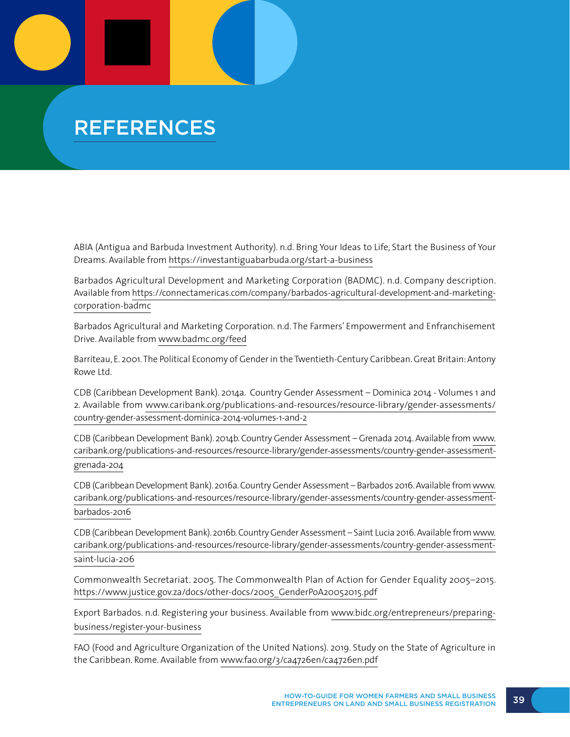# REFERENCES

ABIA (Antigua and Barbuda Investment Authority). n.d. Bring Your Ideas to Life, Start the Business of Your Dreams. Available from https://investantiguabarbuda.org/start-a-business

Barbados Agricultural Development and Marketing Corporation (BADMC). n.d. Company description. Available from https://connectamericas.com/company/barbados-agricultural-development-and-marketing-corporation-badmc

Barbados Agricultural and Marketing Corporation. n.d. The Farmers' Empowerment and Enfranchisement Drive. Available from www.badmc.org/feed

Barriteau, E. 2001. The Political Economy of Gender in the Twentieth-Century Caribbean. Great Britain: Antony Rowe Ltd.

CDB (Caribbean Development Bank). 2014a. Country Gender Assessment – Dominica 2014 - Volumes 1 and 2. Available from www.caribank.org/publications-and-resources/resource-library/gender-assessments/country-gender-assessment-dominica-2014-volumes-1-and-2

CDB (Caribbean Development Bank). 2014b. Country Gender Assessment – Grenada 2014. Available from www.caribank.org/publications-and-resources/resource-library/gender-assessments/country-gender-assessment-grenada-204

CDB (Caribbean Development Bank). 2016a. Country Gender Assessment – Barbados 2016. Available from www.caribank.org/publications-and-resources/resource-library/gender-assessments/country-gender-assessment-barbados-2016

CDB (Caribbean Development Bank). 2016b. Country Gender Assessment – Saint Lucia 2016. Available from www.caribank.org/publications-and-resources/resource-library/gender-assessments/country-gender-assessment-saint-lucia-206

Commonwealth Secretariat. 2005. The Commonwealth Plan of Action for Gender Equality 2005–2015. https://www.justice.gov.za/docs/other-docs/2005_GenderPoA20052015.pdf

Export Barbados. n.d. Registering your business. Available from www.bidc.org/entrepreneurs/preparing-business/register-your-business

FAO (Food and Agriculture Organization of the United Nations). 2019. Study on the State of Agriculture in the Caribbean. Rome. Available from www.fao.org/3/ca4726en/ca4726en.pdf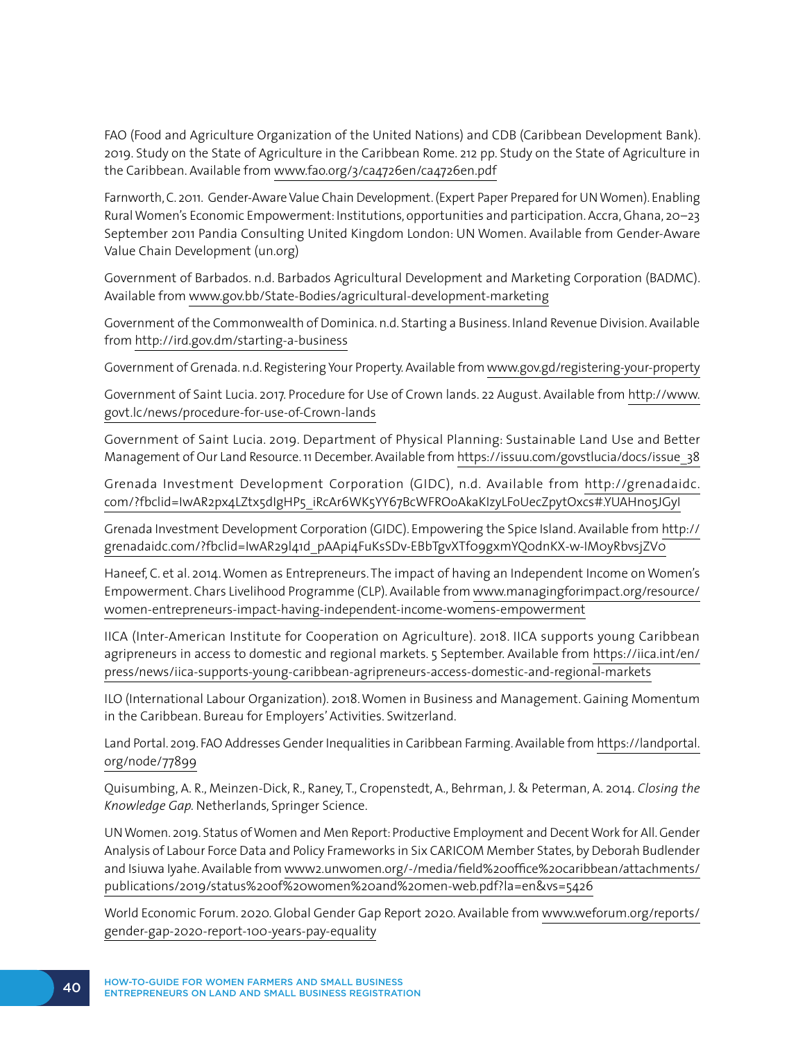FAO (Food and Agriculture Organization of the United Nations) and CDB (Caribbean Development Bank). 2019. Study on the State of Agriculture in the Caribbean Rome. 212 pp. Study on the State of Agriculture in the Caribbean. Available from www.fao.org/3/ca4726en/ca4726en.pdf

Farnworth, C. 2011. Gender-Aware Value Chain Development. (Expert Paper Prepared for UN Women). Enabling Rural Women's Economic Empowerment: Institutions, opportunities and participation. Accra, Ghana, 20–23 September 2011 Pandia Consulting United Kingdom London: UN Women. Available from Gender-Aware Value Chain Development (un.org)

Government of Barbados. n.d. Barbados Agricultural Development and Marketing Corporation (BADMC). Available from www.gov.bb/State-Bodies/agricultural-development-marketing

Government of the Commonwealth of Dominica. n.d. Starting a Business. Inland Revenue Division. Available from http://ird.gov.dm/starting-a-business

Government of Grenada. n.d. Registering Your Property. Available from www.gov.gd/registering-your-property

Government of Saint Lucia. 2017. Procedure for Use of Crown lands. 22 August. Available from http://www.govt.lc/news/procedure-for-use-of-Crown-lands

Government of Saint Lucia. 2019. Department of Physical Planning: Sustainable Land Use and Better Management of Our Land Resource. 11 December. Available from https://issuu.com/govstlucia/docs/issue_38

Grenada Investment Development Corporation (GIDC), n.d. Available from http://grenadaidc.com/?fbclid=IwAR2px4LZtx5dIgHP5_iRcAr6WK5YY67BcWFROoAkaKIzyLFoUecZpytOxcs#.YUAHno5JGyI

Grenada Investment Development Corporation (GIDC). Empowering the Spice Island. Available from http://grenadaidc.com/?fbclid=IwAR29l41d_pAApi4FuKsSDv-EBbTgvXTf09gxmYQodnKX-w-IMoyRbvsjZVo

Haneef, C. et al. 2014. Women as Entrepreneurs. The impact of having an Independent Income on Women's Empowerment. Chars Livelihood Programme (CLP). Available from www.managingforimpact.org/resource/women-entrepreneurs-impact-having-independent-income-womens-empowerment

IICA (Inter-American Institute for Cooperation on Agriculture). 2018. IICA supports young Caribbean agripreneurs in access to domestic and regional markets. 5 September. Available from https://iica.int/en/press/news/iica-supports-young-caribbean-agripreneurs-access-domestic-and-regional-markets

ILO (International Labour Organization). 2018. Women in Business and Management. Gaining Momentum in the Caribbean. Bureau for Employers' Activities. Switzerland.

Land Portal. 2019. FAO Addresses Gender Inequalities in Caribbean Farming. Available from https://landportal.org/node/77899

Quisumbing, A. R., Meinzen-Dick, R., Raney, T., Cropenstedt, A., Behrman, J. & Peterman, A. 2014. *Closing the Knowledge Gap.* Netherlands, Springer Science.

UN Women. 2019. Status of Women and Men Report: Productive Employment and Decent Work for All. Gender Analysis of Labour Force Data and Policy Frameworks in Six CARICOM Member States, by Deborah Budlender and Isiuwa Iyahe. Available from www2.unwomen.org/-/media/field%20office%20caribbean/attachments/publications/2019/status%20of%20women%20and%20men-web.pdf?la=en&vs=5426

World Economic Forum. 2020. Global Gender Gap Report 2020. Available from www.weforum.org/reports/gender-gap-2020-report-100-years-pay-equality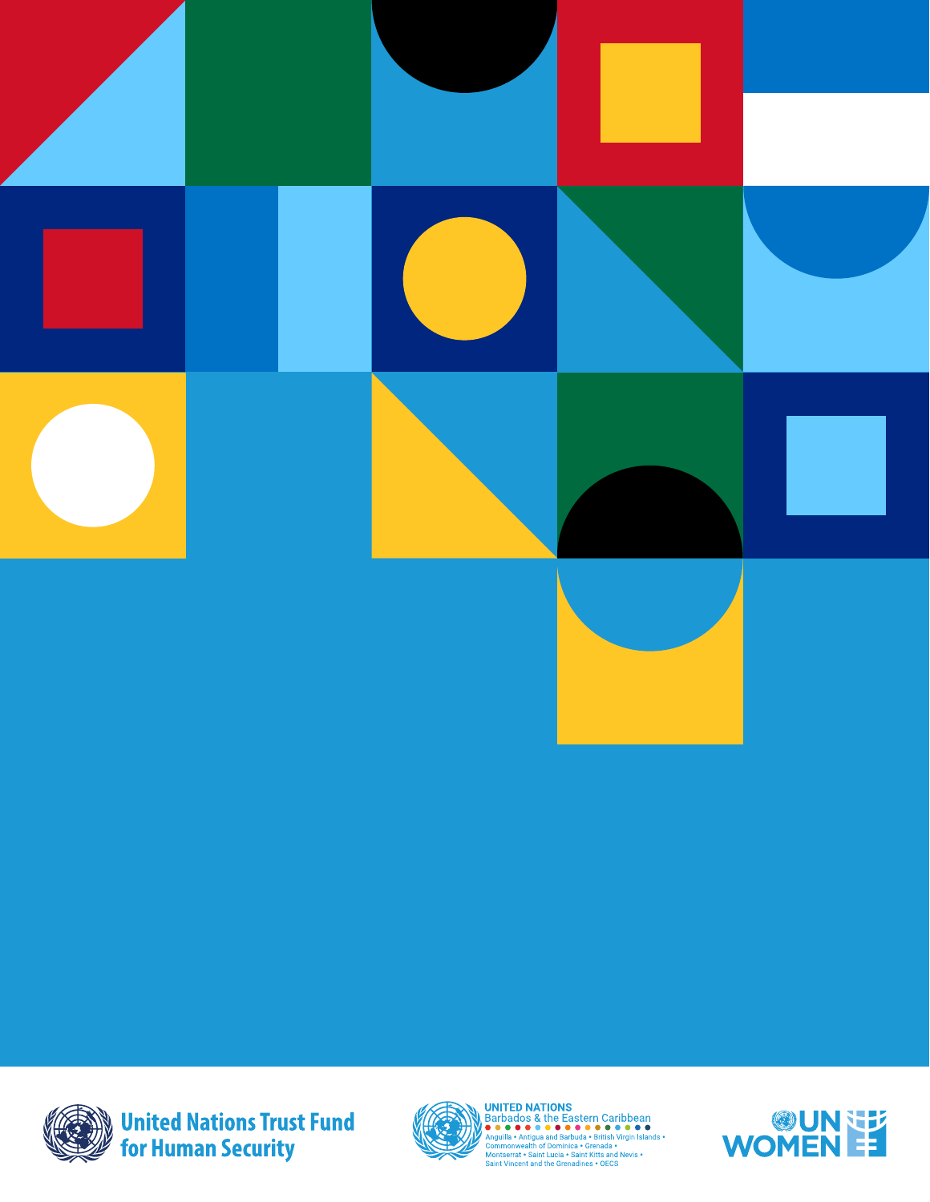United Nations Trust Fund for Human Security

UNITED NATIONS
Barbados & the Eastern Caribbean
Anguilla • Antigua and Barbuda • British Virgin Islands • Commonwealth of Dominica • Grenada • Montserrat • Saint Lucia • Saint Kitts and Nevis • Saint Vincent and the Grenadines • OECS

UN WOMEN